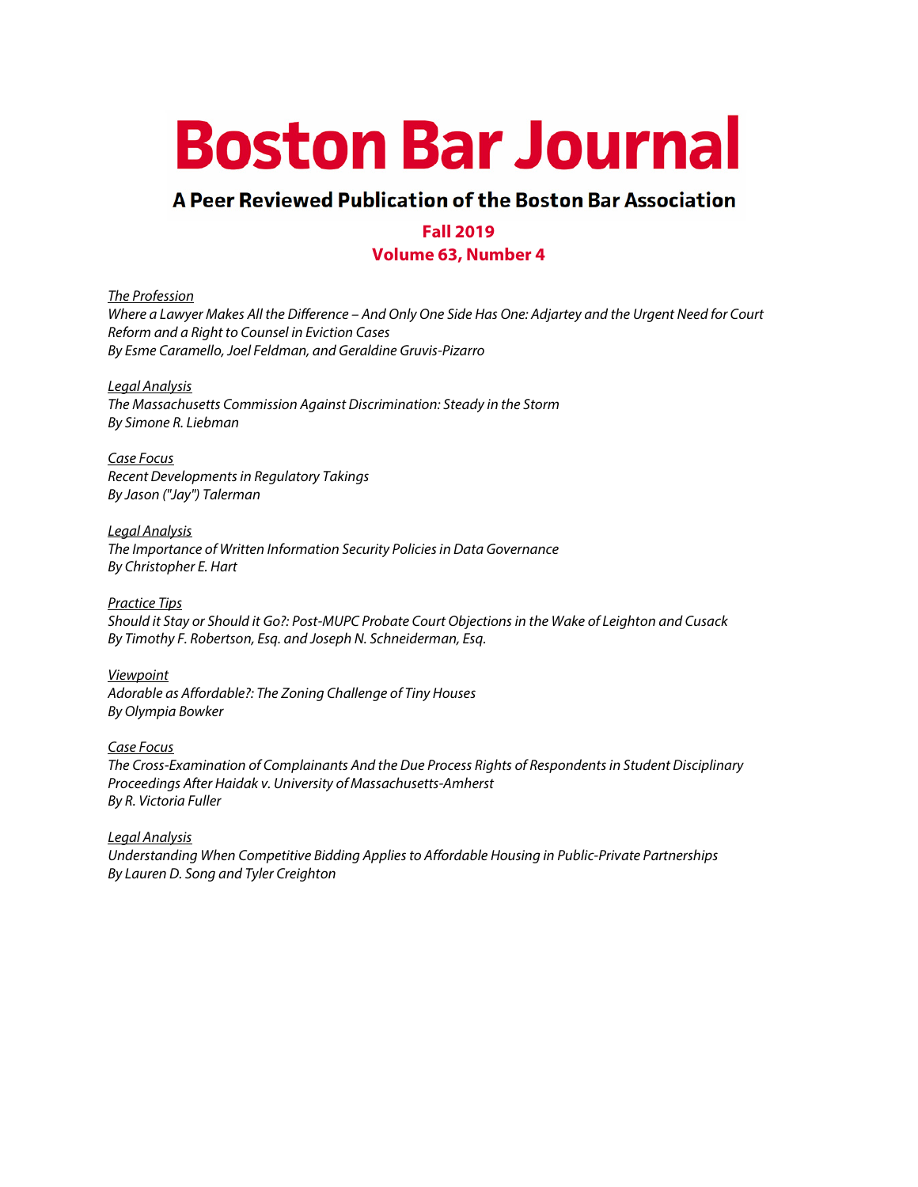# Boston Bar Journal

## A Peer Reviewed Publication of the Boston Bar Association

**Fall 2019**

**Volume 63, Number 4**

*The Profession*
*Where a Lawyer Makes All the Difference – And Only One Side Has One: Adjartey and the Urgent Need for Court Reform and a Right to Counsel in Eviction Cases*
*By Esme Caramello, Joel Feldman, and Geraldine Gruvis-Pizarro*

*Legal Analysis*
*The Massachusetts Commission Against Discrimination: Steady in the Storm*
*By Simone R. Liebman*

*Case Focus*
*Recent Developments in Regulatory Takings*
*By Jason ("Jay") Talerman*

*Legal Analysis*
*The Importance of Written Information Security Policies in Data Governance*
*By Christopher E. Hart*

*Practice Tips*
*Should it Stay or Should it Go?: Post-MUPC Probate Court Objections in the Wake of Leighton and Cusack*
*By Timothy F. Robertson, Esq. and Joseph N. Schneiderman, Esq.*

*Viewpoint*
*Adorable as Affordable?: The Zoning Challenge of Tiny Houses*
*By Olympia Bowker*

*Case Focus*
*The Cross-Examination of Complainants And the Due Process Rights of Respondents in Student Disciplinary Proceedings After Haidak v. University of Massachusetts-Amherst*
*By R. Victoria Fuller*

*Legal Analysis*
*Understanding When Competitive Bidding Applies to Affordable Housing in Public-Private Partnerships*
*By Lauren D. Song and Tyler Creighton*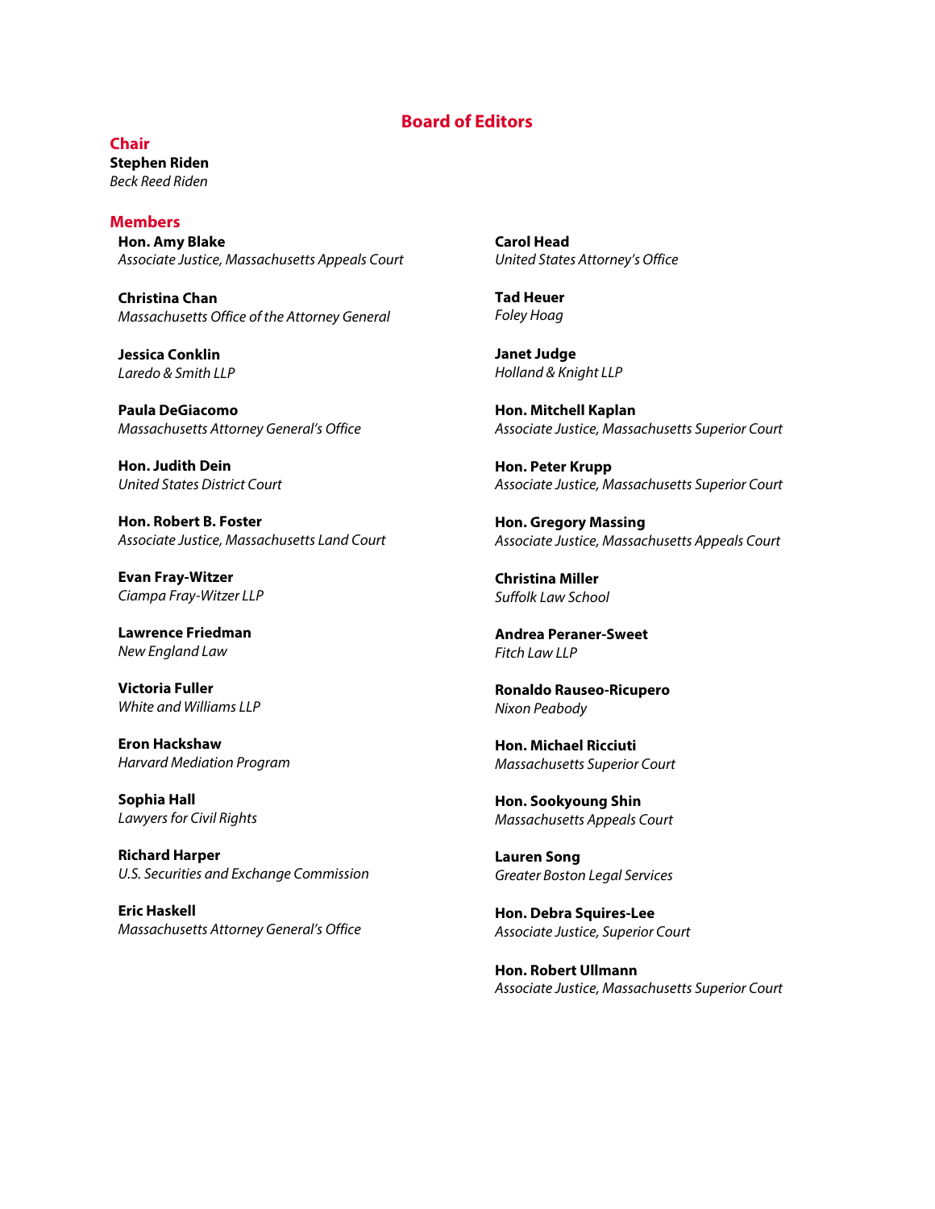# Board of Editors

## Chair

**Stephen Riden**
*Beck Reed Riden*

## Members

**Hon. Amy Blake**
*Associate Justice, Massachusetts Appeals Court*

**Christina Chan**
*Massachusetts Office of the Attorney General*

**Jessica Conklin**
*Laredo & Smith LLP*

**Paula DeGiacomo**
*Massachusetts Attorney General's Office*

**Hon. Judith Dein**
*United States District Court*

**Hon. Robert B. Foster**
*Associate Justice, Massachusetts Land Court*

**Evan Fray-Witzer**
*Ciampa Fray-Witzer LLP*

**Lawrence Friedman**
*New England Law*

**Victoria Fuller**
*White and Williams LLP*

**Eron Hackshaw**
*Harvard Mediation Program*

**Sophia Hall**
*Lawyers for Civil Rights*

**Richard Harper**
*U.S. Securities and Exchange Commission*

**Eric Haskell**
*Massachusetts Attorney General's Office*

**Carol Head**
*United States Attorney's Office*

**Tad Heuer**
*Foley Hoag*

**Janet Judge**
*Holland & Knight LLP*

**Hon. Mitchell Kaplan**
*Associate Justice, Massachusetts Superior Court*

**Hon. Peter Krupp**
*Associate Justice, Massachusetts Superior Court*

**Hon. Gregory Massing**
*Associate Justice, Massachusetts Appeals Court*

**Christina Miller**
*Suffolk Law School*

**Andrea Peraner-Sweet**
*Fitch Law LLP*

**Ronaldo Rauseo-Ricupero**
*Nixon Peabody*

**Hon. Michael Ricciuti**
*Massachusetts Superior Court*

**Hon. Sookyoung Shin**
*Massachusetts Appeals Court*

**Lauren Song**
*Greater Boston Legal Services*

**Hon. Debra Squires-Lee**
*Associate Justice, Superior Court*

**Hon. Robert Ullmann**
*Associate Justice, Massachusetts Superior Court*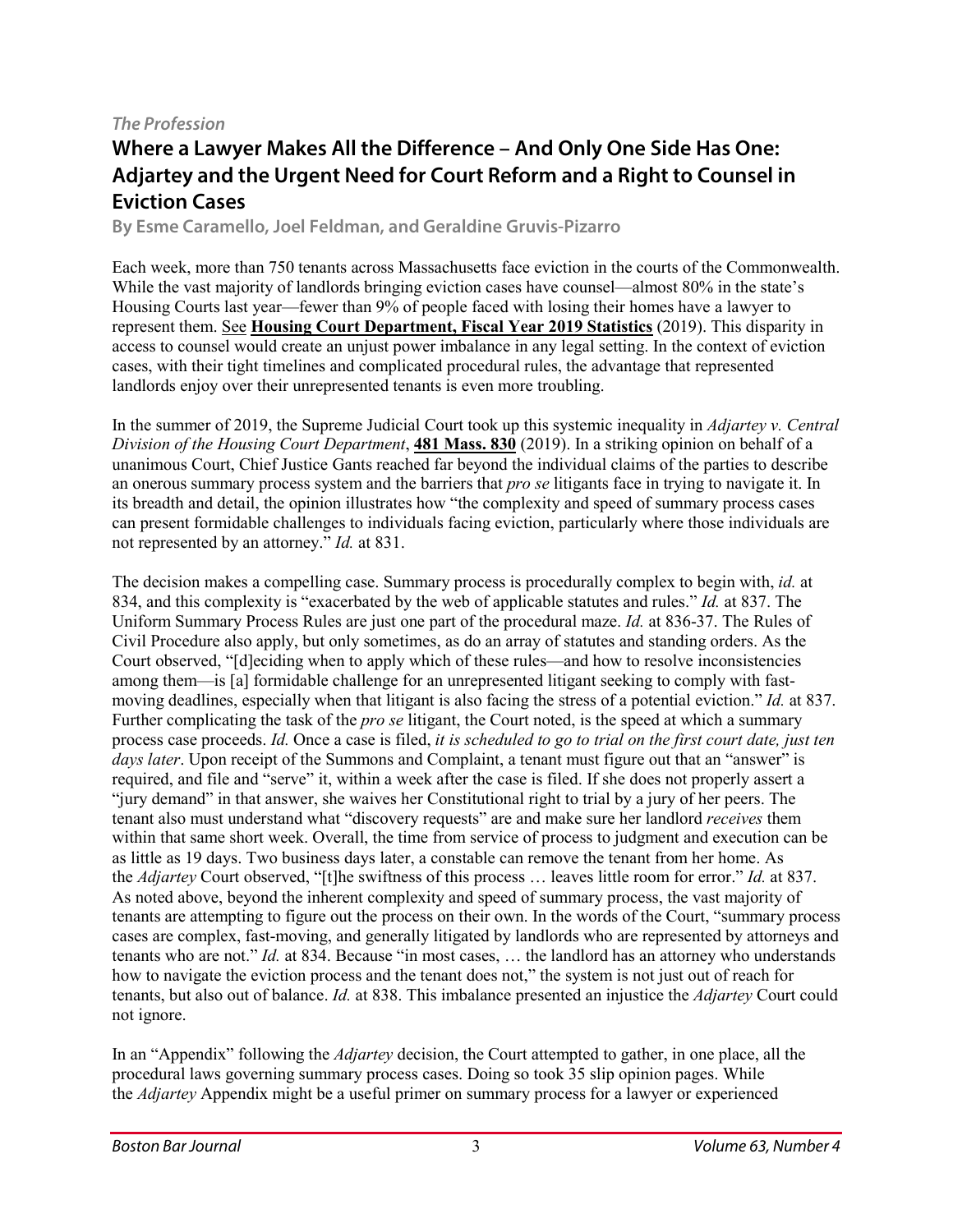*The Profession*

## Where a Lawyer Makes All the Difference – And Only One Side Has One: Adjartey and the Urgent Need for Court Reform and a Right to Counsel in Eviction Cases

**By Esme Caramello, Joel Feldman, and Geraldine Gruvis-Pizarro**

Each week, more than 750 tenants across Massachusetts face eviction in the courts of the Commonwealth. While the vast majority of landlords bringing eviction cases have counsel—almost 80% in the state's Housing Courts last year—fewer than 9% of people faced with losing their homes have a lawyer to represent them. See **Housing Court Department, Fiscal Year 2019 Statistics** (2019). This disparity in access to counsel would create an unjust power imbalance in any legal setting. In the context of eviction cases, with their tight timelines and complicated procedural rules, the advantage that represented landlords enjoy over their unrepresented tenants is even more troubling.

In the summer of 2019, the Supreme Judicial Court took up this systemic inequality in *Adjartey v. Central Division of the Housing Court Department*, **481 Mass. 830** (2019). In a striking opinion on behalf of a unanimous Court, Chief Justice Gants reached far beyond the individual claims of the parties to describe an onerous summary process system and the barriers that *pro se* litigants face in trying to navigate it. In its breadth and detail, the opinion illustrates how "the complexity and speed of summary process cases can present formidable challenges to individuals facing eviction, particularly where those individuals are not represented by an attorney." *Id.* at 831.

The decision makes a compelling case. Summary process is procedurally complex to begin with, *id.* at 834, and this complexity is "exacerbated by the web of applicable statutes and rules." *Id.* at 837. The Uniform Summary Process Rules are just one part of the procedural maze. *Id.* at 836-37. The Rules of Civil Procedure also apply, but only sometimes, as do an array of statutes and standing orders. As the Court observed, "[d]eciding when to apply which of these rules—and how to resolve inconsistencies among them—is [a] formidable challenge for an unrepresented litigant seeking to comply with fast-moving deadlines, especially when that litigant is also facing the stress of a potential eviction." *Id.* at 837. Further complicating the task of the *pro se* litigant, the Court noted, is the speed at which a summary process case proceeds. *Id.* Once a case is filed, *it is scheduled to go to trial on the first court date, just ten days later*. Upon receipt of the Summons and Complaint, a tenant must figure out that an "answer" is required, and file and "serve" it, within a week after the case is filed. If she does not properly assert a "jury demand" in that answer, she waives her Constitutional right to trial by a jury of her peers. The tenant also must understand what "discovery requests" are and make sure her landlord *receives* them within that same short week. Overall, the time from service of process to judgment and execution can be as little as 19 days. Two business days later, a constable can remove the tenant from her home. As the *Adjartey* Court observed, "[t]he swiftness of this process … leaves little room for error." *Id.* at 837. As noted above, beyond the inherent complexity and speed of summary process, the vast majority of tenants are attempting to figure out the process on their own. In the words of the Court, "summary process cases are complex, fast-moving, and generally litigated by landlords who are represented by attorneys and tenants who are not." *Id.* at 834. Because "in most cases, … the landlord has an attorney who understands how to navigate the eviction process and the tenant does not," the system is not just out of reach for tenants, but also out of balance. *Id.* at 838. This imbalance presented an injustice the *Adjartey* Court could not ignore.

In an "Appendix" following the *Adjartey* decision, the Court attempted to gather, in one place, all the procedural laws governing summary process cases. Doing so took 35 slip opinion pages. While the *Adjartey* Appendix might be a useful primer on summary process for a lawyer or experienced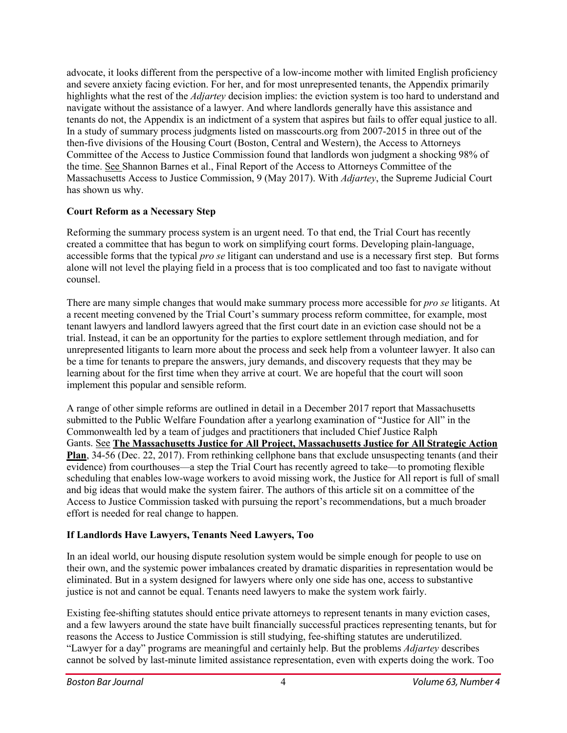advocate, it looks different from the perspective of a low-income mother with limited English proficiency and severe anxiety facing eviction. For her, and for most unrepresented tenants, the Appendix primarily highlights what the rest of the *Adjartey* decision implies: the eviction system is too hard to understand and navigate without the assistance of a lawyer. And where landlords generally have this assistance and tenants do not, the Appendix is an indictment of a system that aspires but fails to offer equal justice to all. In a study of summary process judgments listed on masscourts.org from 2007-2015 in three out of the then-five divisions of the Housing Court (Boston, Central and Western), the Access to Attorneys Committee of the Access to Justice Commission found that landlords won judgment a shocking 98% of the time. See Shannon Barnes et al., Final Report of the Access to Attorneys Committee of the Massachusetts Access to Justice Commission, 9 (May 2017). With *Adjartey*, the Supreme Judicial Court has shown us why.

**Court Reform as a Necessary Step**

Reforming the summary process system is an urgent need. To that end, the Trial Court has recently created a committee that has begun to work on simplifying court forms. Developing plain-language, accessible forms that the typical *pro se* litigant can understand and use is a necessary first step. But forms alone will not level the playing field in a process that is too complicated and too fast to navigate without counsel.

There are many simple changes that would make summary process more accessible for *pro se* litigants. At a recent meeting convened by the Trial Court's summary process reform committee, for example, most tenant lawyers and landlord lawyers agreed that the first court date in an eviction case should not be a trial. Instead, it can be an opportunity for the parties to explore settlement through mediation, and for unrepresented litigants to learn more about the process and seek help from a volunteer lawyer. It also can be a time for tenants to prepare the answers, jury demands, and discovery requests that they may be learning about for the first time when they arrive at court. We are hopeful that the court will soon implement this popular and sensible reform.

A range of other simple reforms are outlined in detail in a December 2017 report that Massachusetts submitted to the Public Welfare Foundation after a yearlong examination of "Justice for All" in the Commonwealth led by a team of judges and practitioners that included Chief Justice Ralph Gants. See **The Massachusetts Justice for All Project, Massachusetts Justice for All Strategic Action Plan**, 34-56 (Dec. 22, 2017). From rethinking cellphone bans that exclude unsuspecting tenants (and their evidence) from courthouses—a step the Trial Court has recently agreed to take—to promoting flexible scheduling that enables low-wage workers to avoid missing work, the Justice for All report is full of small and big ideas that would make the system fairer. The authors of this article sit on a committee of the Access to Justice Commission tasked with pursuing the report's recommendations, but a much broader effort is needed for real change to happen.

**If Landlords Have Lawyers, Tenants Need Lawyers, Too**

In an ideal world, our housing dispute resolution system would be simple enough for people to use on their own, and the systemic power imbalances created by dramatic disparities in representation would be eliminated. But in a system designed for lawyers where only one side has one, access to substantive justice is not and cannot be equal. Tenants need lawyers to make the system work fairly.

Existing fee-shifting statutes should entice private attorneys to represent tenants in many eviction cases, and a few lawyers around the state have built financially successful practices representing tenants, but for reasons the Access to Justice Commission is still studying, fee-shifting statutes are underutilized. "Lawyer for a day" programs are meaningful and certainly help. But the problems *Adjartey* describes cannot be solved by last-minute limited assistance representation, even with experts doing the work. Too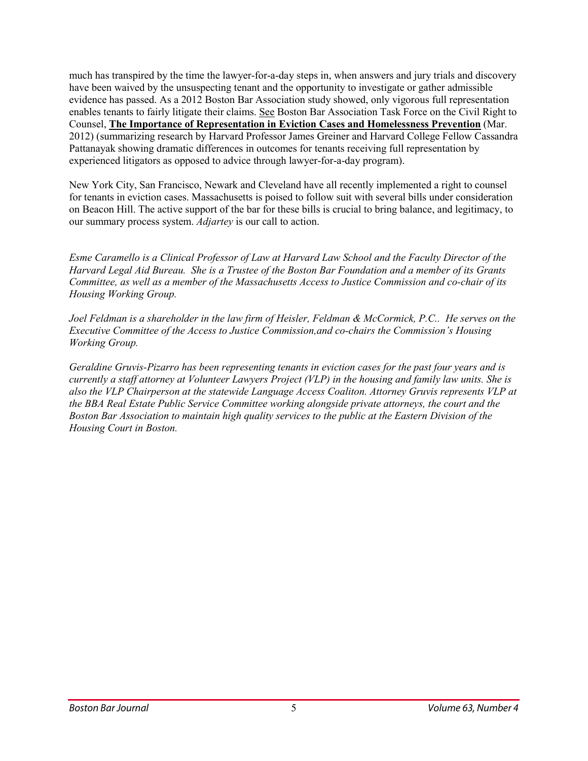much has transpired by the time the lawyer-for-a-day steps in, when answers and jury trials and discovery have been waived by the unsuspecting tenant and the opportunity to investigate or gather admissible evidence has passed. As a 2012 Boston Bar Association study showed, only vigorous full representation enables tenants to fairly litigate their claims. See Boston Bar Association Task Force on the Civil Right to Counsel, **The Importance of Representation in Eviction Cases and Homelessness Prevention** (Mar. 2012) (summarizing research by Harvard Professor James Greiner and Harvard College Fellow Cassandra Pattanayak showing dramatic differences in outcomes for tenants receiving full representation by experienced litigators as opposed to advice through lawyer-for-a-day program).

New York City, San Francisco, Newark and Cleveland have all recently implemented a right to counsel for tenants in eviction cases. Massachusetts is poised to follow suit with several bills under consideration on Beacon Hill. The active support of the bar for these bills is crucial to bring balance, and legitimacy, to our summary process system. *Adjartey* is our call to action.

*Esme Caramello is a Clinical Professor of Law at Harvard Law School and the Faculty Director of the Harvard Legal Aid Bureau. She is a Trustee of the Boston Bar Foundation and a member of its Grants Committee, as well as a member of the Massachusetts Access to Justice Commission and co-chair of its Housing Working Group.*

*Joel Feldman is a shareholder in the law firm of Heisler, Feldman & McCormick, P.C.. He serves on the Executive Committee of the Access to Justice Commission,and co-chairs the Commission's Housing Working Group.*

*Geraldine Gruvis-Pizarro has been representing tenants in eviction cases for the past four years and is currently a staff attorney at Volunteer Lawyers Project (VLP) in the housing and family law units. She is also the VLP Chairperson at the statewide Language Access Coaliton. Attorney Gruvis represents VLP at the BBA Real Estate Public Service Committee working alongside private attorneys, the court and the Boston Bar Association to maintain high quality services to the public at the Eastern Division of the Housing Court in Boston.*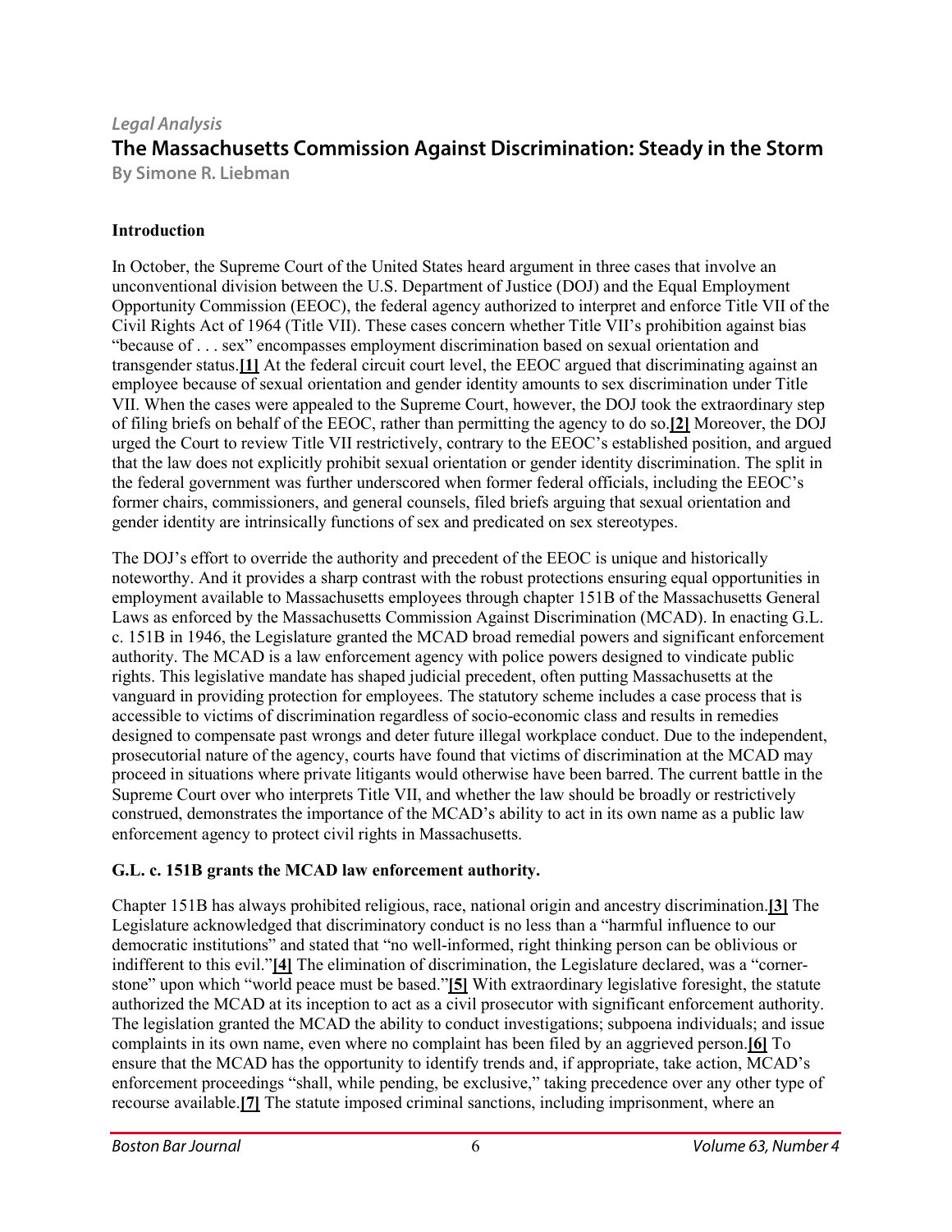*Legal Analysis*

# The Massachusetts Commission Against Discrimination: Steady in the Storm

**By Simone R. Liebman**

## Introduction

In October, the Supreme Court of the United States heard argument in three cases that involve an unconventional division between the U.S. Department of Justice (DOJ) and the Equal Employment Opportunity Commission (EEOC), the federal agency authorized to interpret and enforce Title VII of the Civil Rights Act of 1964 (Title VII). These cases concern whether Title VII's prohibition against bias "because of . . . sex" encompasses employment discrimination based on sexual orientation and transgender status.**[1]** At the federal circuit court level, the EEOC argued that discriminating against an employee because of sexual orientation and gender identity amounts to sex discrimination under Title VII. When the cases were appealed to the Supreme Court, however, the DOJ took the extraordinary step of filing briefs on behalf of the EEOC, rather than permitting the agency to do so.**[2]** Moreover, the DOJ urged the Court to review Title VII restrictively, contrary to the EEOC's established position, and argued that the law does not explicitly prohibit sexual orientation or gender identity discrimination. The split in the federal government was further underscored when former federal officials, including the EEOC's former chairs, commissioners, and general counsels, filed briefs arguing that sexual orientation and gender identity are intrinsically functions of sex and predicated on sex stereotypes.

The DOJ's effort to override the authority and precedent of the EEOC is unique and historically noteworthy. And it provides a sharp contrast with the robust protections ensuring equal opportunities in employment available to Massachusetts employees through chapter 151B of the Massachusetts General Laws as enforced by the Massachusetts Commission Against Discrimination (MCAD). In enacting G.L. c. 151B in 1946, the Legislature granted the MCAD broad remedial powers and significant enforcement authority. The MCAD is a law enforcement agency with police powers designed to vindicate public rights. This legislative mandate has shaped judicial precedent, often putting Massachusetts at the vanguard in providing protection for employees. The statutory scheme includes a case process that is accessible to victims of discrimination regardless of socio-economic class and results in remedies designed to compensate past wrongs and deter future illegal workplace conduct. Due to the independent, prosecutorial nature of the agency, courts have found that victims of discrimination at the MCAD may proceed in situations where private litigants would otherwise have been barred. The current battle in the Supreme Court over who interprets Title VII, and whether the law should be broadly or restrictively construed, demonstrates the importance of the MCAD's ability to act in its own name as a public law enforcement agency to protect civil rights in Massachusetts.

## G.L. c. 151B grants the MCAD law enforcement authority.

Chapter 151B has always prohibited religious, race, national origin and ancestry discrimination.**[3]** The Legislature acknowledged that discriminatory conduct is no less than a "harmful influence to our democratic institutions" and stated that "no well-informed, right thinking person can be oblivious or indifferent to this evil."**[4]** The elimination of discrimination, the Legislature declared, was a "corner-stone" upon which "world peace must be based."**[5]** With extraordinary legislative foresight, the statute authorized the MCAD at its inception to act as a civil prosecutor with significant enforcement authority. The legislation granted the MCAD the ability to conduct investigations; subpoena individuals; and issue complaints in its own name, even where no complaint has been filed by an aggrieved person.**[6]** To ensure that the MCAD has the opportunity to identify trends and, if appropriate, take action, MCAD's enforcement proceedings "shall, while pending, be exclusive," taking precedence over any other type of recourse available.**[7]** The statute imposed criminal sanctions, including imprisonment, where an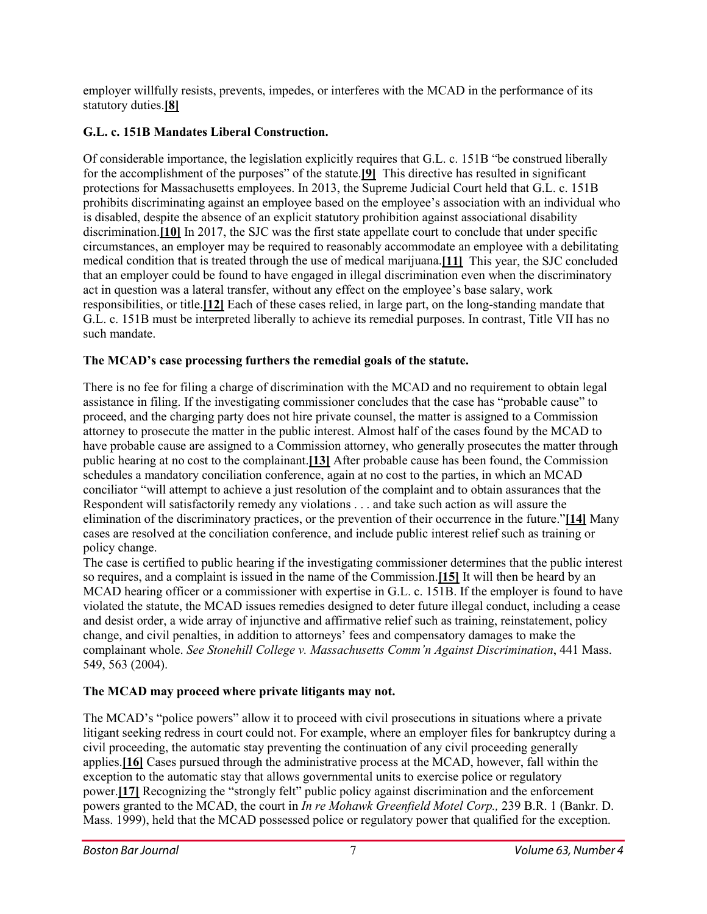employer willfully resists, prevents, impedes, or interferes with the MCAD in the performance of its statutory duties.[8]

**G.L. c. 151B Mandates Liberal Construction.**

Of considerable importance, the legislation explicitly requires that G.L. c. 151B "be construed liberally for the accomplishment of the purposes" of the statute.[9] This directive has resulted in significant protections for Massachusetts employees. In 2013, the Supreme Judicial Court held that G.L. c. 151B prohibits discriminating against an employee based on the employee's association with an individual who is disabled, despite the absence of an explicit statutory prohibition against associational disability discrimination.[10] In 2017, the SJC was the first state appellate court to conclude that under specific circumstances, an employer may be required to reasonably accommodate an employee with a debilitating medical condition that is treated through the use of medical marijuana.[11] This year, the SJC concluded that an employer could be found to have engaged in illegal discrimination even when the discriminatory act in question was a lateral transfer, without any effect on the employee's base salary, work responsibilities, or title.[12] Each of these cases relied, in large part, on the long-standing mandate that G.L. c. 151B must be interpreted liberally to achieve its remedial purposes. In contrast, Title VII has no such mandate.

**The MCAD's case processing furthers the remedial goals of the statute.**

There is no fee for filing a charge of discrimination with the MCAD and no requirement to obtain legal assistance in filing. If the investigating commissioner concludes that the case has "probable cause" to proceed, and the charging party does not hire private counsel, the matter is assigned to a Commission attorney to prosecute the matter in the public interest. Almost half of the cases found by the MCAD to have probable cause are assigned to a Commission attorney, who generally prosecutes the matter through public hearing at no cost to the complainant.[13] After probable cause has been found, the Commission schedules a mandatory conciliation conference, again at no cost to the parties, in which an MCAD conciliator "will attempt to achieve a just resolution of the complaint and to obtain assurances that the Respondent will satisfactorily remedy any violations . . . and take such action as will assure the elimination of the discriminatory practices, or the prevention of their occurrence in the future."[14] Many cases are resolved at the conciliation conference, and include public interest relief such as training or policy change.

The case is certified to public hearing if the investigating commissioner determines that the public interest so requires, and a complaint is issued in the name of the Commission.[15] It will then be heard by an MCAD hearing officer or a commissioner with expertise in G.L. c. 151B. If the employer is found to have violated the statute, the MCAD issues remedies designed to deter future illegal conduct, including a cease and desist order, a wide array of injunctive and affirmative relief such as training, reinstatement, policy change, and civil penalties, in addition to attorneys' fees and compensatory damages to make the complainant whole. *See Stonehill College v. Massachusetts Comm'n Against Discrimination*, 441 Mass. 549, 563 (2004).

**The MCAD may proceed where private litigants may not.**

The MCAD's "police powers" allow it to proceed with civil prosecutions in situations where a private litigant seeking redress in court could not. For example, where an employer files for bankruptcy during a civil proceeding, the automatic stay preventing the continuation of any civil proceeding generally applies.[16] Cases pursued through the administrative process at the MCAD, however, fall within the exception to the automatic stay that allows governmental units to exercise police or regulatory power.[17] Recognizing the "strongly felt" public policy against discrimination and the enforcement powers granted to the MCAD, the court in *In re Mohawk Greenfield Motel Corp.,* 239 B.R. 1 (Bankr. D. Mass. 1999), held that the MCAD possessed police or regulatory power that qualified for the exception.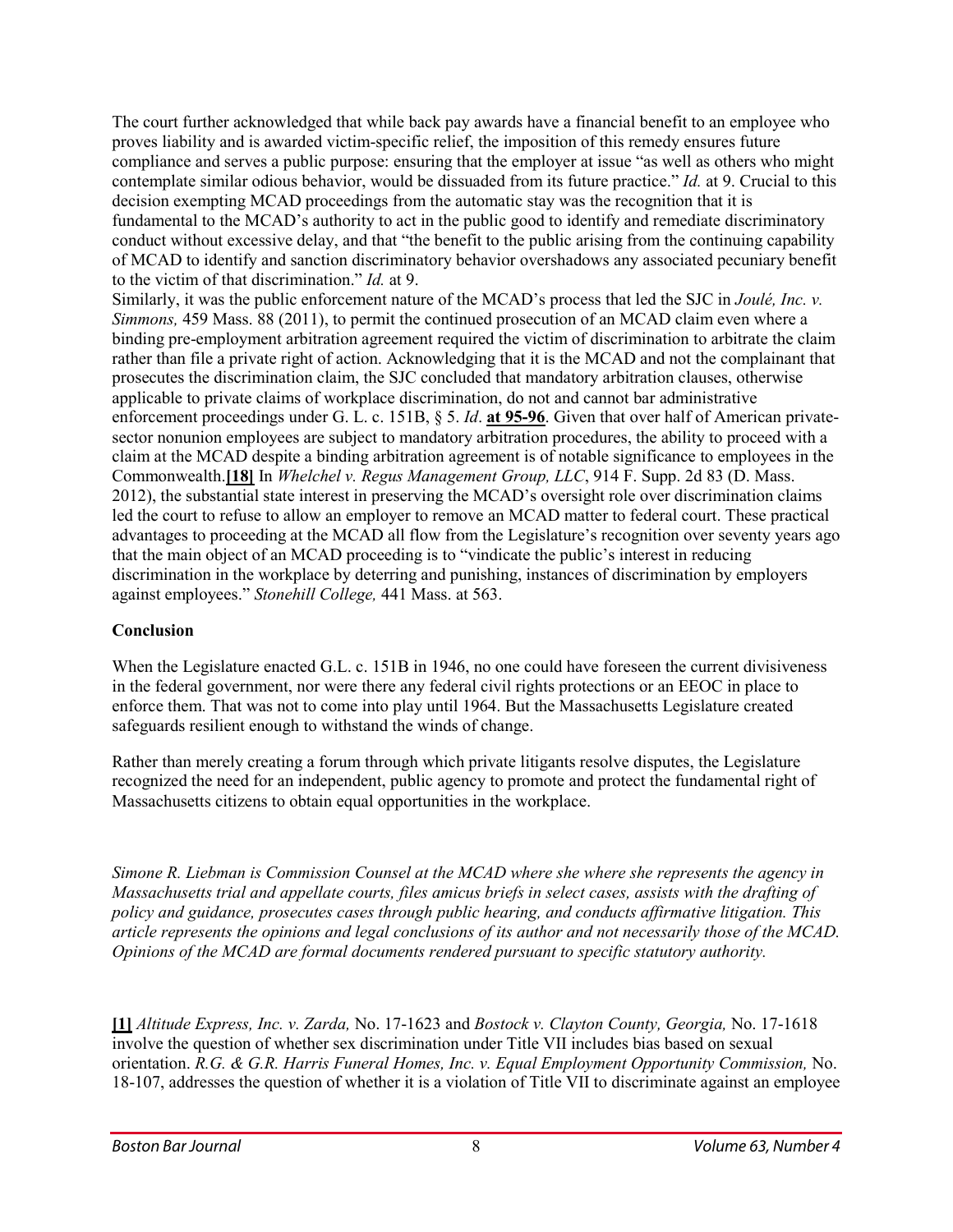The court further acknowledged that while back pay awards have a financial benefit to an employee who proves liability and is awarded victim-specific relief, the imposition of this remedy ensures future compliance and serves a public purpose: ensuring that the employer at issue "as well as others who might contemplate similar odious behavior, would be dissuaded from its future practice." *Id.* at 9. Crucial to this decision exempting MCAD proceedings from the automatic stay was the recognition that it is fundamental to the MCAD's authority to act in the public good to identify and remediate discriminatory conduct without excessive delay, and that "the benefit to the public arising from the continuing capability of MCAD to identify and sanction discriminatory behavior overshadows any associated pecuniary benefit to the victim of that discrimination." *Id.* at 9.

Similarly, it was the public enforcement nature of the MCAD's process that led the SJC in *Joulé, Inc. v. Simmons,* 459 Mass. 88 (2011), to permit the continued prosecution of an MCAD claim even where a binding pre-employment arbitration agreement required the victim of discrimination to arbitrate the claim rather than file a private right of action. Acknowledging that it is the MCAD and not the complainant that prosecutes the discrimination claim, the SJC concluded that mandatory arbitration clauses, otherwise applicable to private claims of workplace discrimination, do not and cannot bar administrative enforcement proceedings under G. L. c. 151B, § 5. *Id*. **at 95-96**. Given that over half of American private-sector nonunion employees are subject to mandatory arbitration procedures, the ability to proceed with a claim at the MCAD despite a binding arbitration agreement is of notable significance to employees in the Commonwealth.**[18]** In *Whelchel v. Regus Management Group, LLC*, 914 F. Supp. 2d 83 (D. Mass. 2012), the substantial state interest in preserving the MCAD's oversight role over discrimination claims led the court to refuse to allow an employer to remove an MCAD matter to federal court. These practical advantages to proceeding at the MCAD all flow from the Legislature's recognition over seventy years ago that the main object of an MCAD proceeding is to "vindicate the public's interest in reducing discrimination in the workplace by deterring and punishing, instances of discrimination by employers against employees." *Stonehill College,* 441 Mass. at 563.

**Conclusion**

When the Legislature enacted G.L. c. 151B in 1946, no one could have foreseen the current divisiveness in the federal government, nor were there any federal civil rights protections or an EEOC in place to enforce them. That was not to come into play until 1964. But the Massachusetts Legislature created safeguards resilient enough to withstand the winds of change.

Rather than merely creating a forum through which private litigants resolve disputes, the Legislature recognized the need for an independent, public agency to promote and protect the fundamental right of Massachusetts citizens to obtain equal opportunities in the workplace.

*Simone R. Liebman is Commission Counsel at the MCAD where she where she represents the agency in Massachusetts trial and appellate courts, files amicus briefs in select cases, assists with the drafting of policy and guidance, prosecutes cases through public hearing, and conducts affirmative litigation. This article represents the opinions and legal conclusions of its author and not necessarily those of the MCAD. Opinions of the MCAD are formal documents rendered pursuant to specific statutory authority.*

**[1]** *Altitude Express, Inc. v. Zarda,* No. 17-1623 and *Bostock v. Clayton County, Georgia,* No. 17-1618 involve the question of whether sex discrimination under Title VII includes bias based on sexual orientation. *R.G. & G.R. Harris Funeral Homes, Inc. v. Equal Employment Opportunity Commission,* No. 18-107, addresses the question of whether it is a violation of Title VII to discriminate against an employee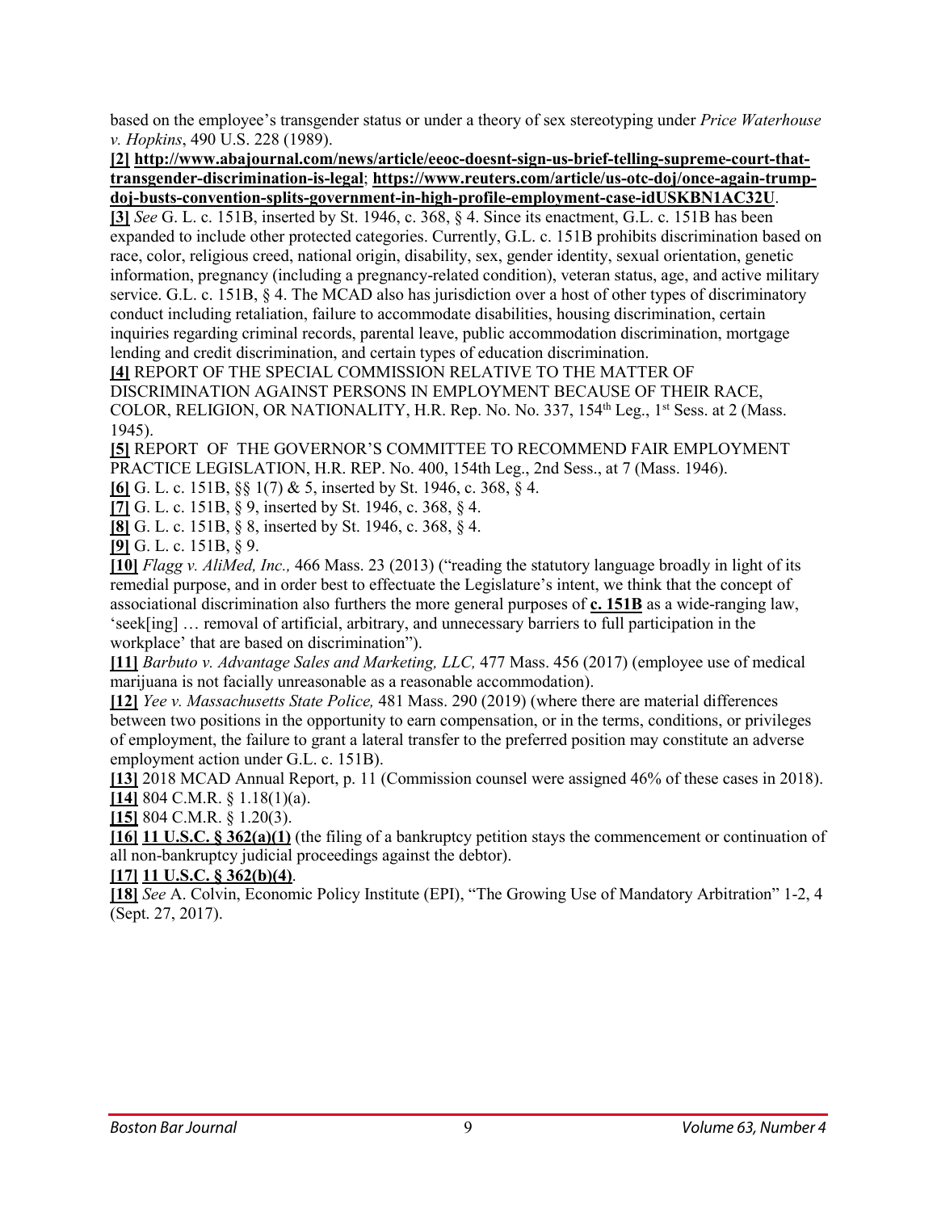based on the employee's transgender status or under a theory of sex stereotyping under *Price Waterhouse v. Hopkins*, 490 U.S. 228 (1989).

**[2]** **http://www.abajournal.com/news/article/eeoc-doesnt-sign-us-brief-telling-supreme-court-that-transgender-discrimination-is-legal**; **https://www.reuters.com/article/us-otc-doj/once-again-trump-doj-busts-convention-splits-government-in-high-profile-employment-case-idUSKBN1AC32U**.

**[3]** *See* G. L. c. 151B, inserted by St. 1946, c. 368, § 4. Since its enactment, G.L. c. 151B has been expanded to include other protected categories. Currently, G.L. c. 151B prohibits discrimination based on race, color, religious creed, national origin, disability, sex, gender identity, sexual orientation, genetic information, pregnancy (including a pregnancy-related condition), veteran status, age, and active military service. G.L. c. 151B, § 4. The MCAD also has jurisdiction over a host of other types of discriminatory conduct including retaliation, failure to accommodate disabilities, housing discrimination, certain inquiries regarding criminal records, parental leave, public accommodation discrimination, mortgage lending and credit discrimination, and certain types of education discrimination.

**[4]** REPORT OF THE SPECIAL COMMISSION RELATIVE TO THE MATTER OF DISCRIMINATION AGAINST PERSONS IN EMPLOYMENT BECAUSE OF THEIR RACE, COLOR, RELIGION, OR NATIONALITY, H.R. Rep. No. No. 337, 154th Leg., 1st Sess. at 2 (Mass. 1945).

**[5]** REPORT OF THE GOVERNOR'S COMMITTEE TO RECOMMEND FAIR EMPLOYMENT PRACTICE LEGISLATION, H.R. REP. No. 400, 154th Leg., 2nd Sess., at 7 (Mass. 1946).

**[6]** G. L. c. 151B, §§ 1(7) & 5, inserted by St. 1946, c. 368, § 4.

**[7]** G. L. c. 151B, § 9, inserted by St. 1946, c. 368, § 4.

**[8]** G. L. c. 151B, § 8, inserted by St. 1946, c. 368, § 4.

**[9]** G. L. c. 151B, § 9.

**[10]** *Flagg v. AliMed, Inc.,* 466 Mass. 23 (2013) ("reading the statutory language broadly in light of its remedial purpose, and in order best to effectuate the Legislature's intent, we think that the concept of associational discrimination also furthers the more general purposes of **c. 151B** as a wide-ranging law, 'seek[ing] … removal of artificial, arbitrary, and unnecessary barriers to full participation in the workplace' that are based on discrimination").

**[11]** *Barbuto v. Advantage Sales and Marketing, LLC,* 477 Mass. 456 (2017) (employee use of medical marijuana is not facially unreasonable as a reasonable accommodation).

**[12]** *Yee v. Massachusetts State Police,* 481 Mass. 290 (2019) (where there are material differences between two positions in the opportunity to earn compensation, or in the terms, conditions, or privileges of employment, the failure to grant a lateral transfer to the preferred position may constitute an adverse employment action under G.L. c. 151B).

**[13]** 2018 MCAD Annual Report, p. 11 (Commission counsel were assigned 46% of these cases in 2018).

**[14]** 804 C.M.R. § 1.18(1)(a).

**[15]** 804 C.M.R. § 1.20(3).

**[16]** **11 U.S.C. § 362(a)(1)** (the filing of a bankruptcy petition stays the commencement or continuation of all non-bankruptcy judicial proceedings against the debtor).

**[17]** **11 U.S.C. § 362(b)(4)**.

**[18]** *See* A. Colvin, Economic Policy Institute (EPI), "The Growing Use of Mandatory Arbitration" 1-2, 4 (Sept. 27, 2017).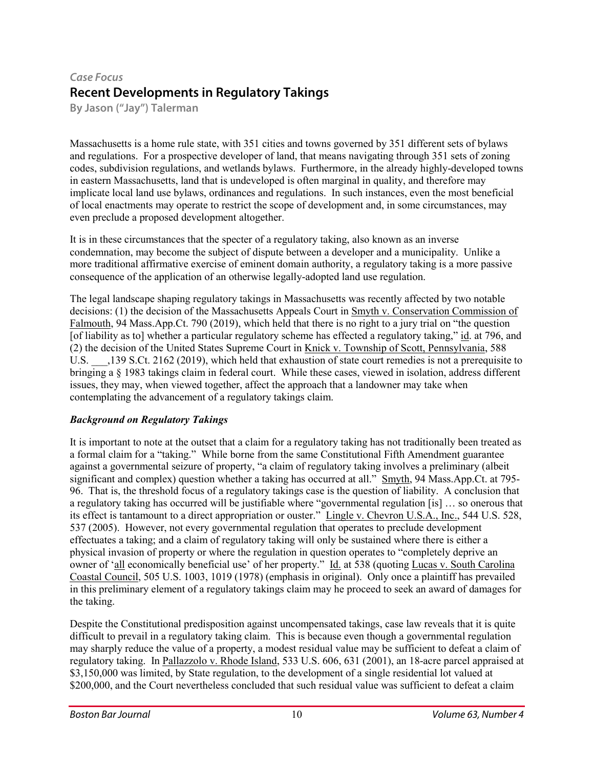*Case Focus*

## Recent Developments in Regulatory Takings

**By Jason ("Jay") Talerman**

Massachusetts is a home rule state, with 351 cities and towns governed by 351 different sets of bylaws and regulations. For a prospective developer of land, that means navigating through 351 sets of zoning codes, subdivision regulations, and wetlands bylaws. Furthermore, in the already highly-developed towns in eastern Massachusetts, land that is undeveloped is often marginal in quality, and therefore may implicate local land use bylaws, ordinances and regulations. In such instances, even the most beneficial of local enactments may operate to restrict the scope of development and, in some circumstances, may even preclude a proposed development altogether.

It is in these circumstances that the specter of a regulatory taking, also known as an inverse condemnation, may become the subject of dispute between a developer and a municipality. Unlike a more traditional affirmative exercise of eminent domain authority, a regulatory taking is a more passive consequence of the application of an otherwise legally-adopted land use regulation.

The legal landscape shaping regulatory takings in Massachusetts was recently affected by two notable decisions: (1) the decision of the Massachusetts Appeals Court in Smyth v. Conservation Commission of Falmouth, 94 Mass.App.Ct. 790 (2019), which held that there is no right to a jury trial on "the question [of liability as to] whether a particular regulatory scheme has effected a regulatory taking," id. at 796, and (2) the decision of the United States Supreme Court in Knick v. Township of Scott, Pennsylvania, 588 U.S. ___,139 S.Ct. 2162 (2019), which held that exhaustion of state court remedies is not a prerequisite to bringing a § 1983 takings claim in federal court. While these cases, viewed in isolation, address different issues, they may, when viewed together, affect the approach that a landowner may take when contemplating the advancement of a regulatory takings claim.

### *Background on Regulatory Takings*

It is important to note at the outset that a claim for a regulatory taking has not traditionally been treated as a formal claim for a "taking." While borne from the same Constitutional Fifth Amendment guarantee against a governmental seizure of property, "a claim of regulatory taking involves a preliminary (albeit significant and complex) question whether a taking has occurred at all." Smyth, 94 Mass.App.Ct. at 795-96. That is, the threshold focus of a regulatory takings case is the question of liability. A conclusion that a regulatory taking has occurred will be justifiable where "governmental regulation [is] … so onerous that its effect is tantamount to a direct appropriation or ouster." Lingle v. Chevron U.S.A., Inc., 544 U.S. 528, 537 (2005). However, not every governmental regulation that operates to preclude development effectuates a taking; and a claim of regulatory taking will only be sustained where there is either a physical invasion of property or where the regulation in question operates to "completely deprive an owner of 'all economically beneficial use' of her property." Id. at 538 (quoting Lucas v. South Carolina Coastal Council, 505 U.S. 1003, 1019 (1978) (emphasis in original). Only once a plaintiff has prevailed in this preliminary element of a regulatory takings claim may he proceed to seek an award of damages for the taking.

Despite the Constitutional predisposition against uncompensated takings, case law reveals that it is quite difficult to prevail in a regulatory taking claim. This is because even though a governmental regulation may sharply reduce the value of a property, a modest residual value may be sufficient to defeat a claim of regulatory taking. In Pallazzolo v. Rhode Island, 533 U.S. 606, 631 (2001), an 18-acre parcel appraised at $3,150,000 was limited, by State regulation, to the development of a single residential lot valued at $200,000, and the Court nevertheless concluded that such residual value was sufficient to defeat a claim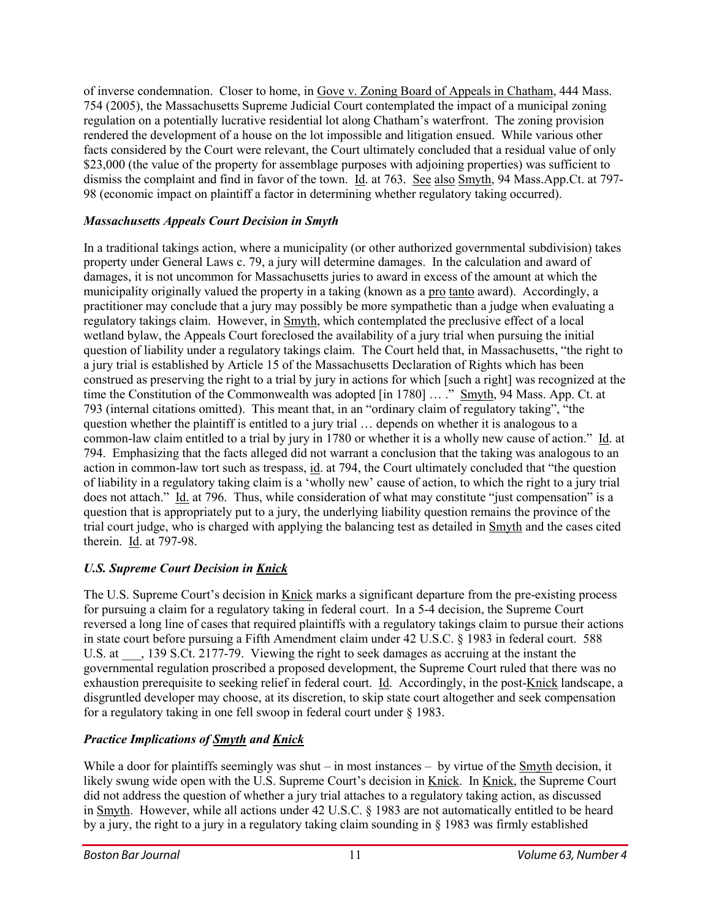of inverse condemnation. Closer to home, in Gove v. Zoning Board of Appeals in Chatham, 444 Mass. 754 (2005), the Massachusetts Supreme Judicial Court contemplated the impact of a municipal zoning regulation on a potentially lucrative residential lot along Chatham's waterfront. The zoning provision rendered the development of a house on the lot impossible and litigation ensued. While various other facts considered by the Court were relevant, the Court ultimately concluded that a residual value of only $23,000 (the value of the property for assemblage purposes with adjoining properties) was sufficient to dismiss the complaint and find in favor of the town. Id. at 763. See also Smyth, 94 Mass.App.Ct. at 797-98 (economic impact on plaintiff a factor in determining whether regulatory taking occurred).

### *Massachusetts Appeals Court Decision in Smyth*

In a traditional takings action, where a municipality (or other authorized governmental subdivision) takes property under General Laws c. 79, a jury will determine damages. In the calculation and award of damages, it is not uncommon for Massachusetts juries to award in excess of the amount at which the municipality originally valued the property in a taking (known as a pro tanto award). Accordingly, a practitioner may conclude that a jury may possibly be more sympathetic than a judge when evaluating a regulatory takings claim. However, in Smyth, which contemplated the preclusive effect of a local wetland bylaw, the Appeals Court foreclosed the availability of a jury trial when pursuing the initial question of liability under a regulatory takings claim. The Court held that, in Massachusetts, "the right to a jury trial is established by Article 15 of the Massachusetts Declaration of Rights which has been construed as preserving the right to a trial by jury in actions for which [such a right] was recognized at the time the Constitution of the Commonwealth was adopted [in 1780] … ." Smyth, 94 Mass. App. Ct. at 793 (internal citations omitted). This meant that, in an "ordinary claim of regulatory taking", "the question whether the plaintiff is entitled to a jury trial … depends on whether it is analogous to a common-law claim entitled to a trial by jury in 1780 or whether it is a wholly new cause of action." Id. at 794. Emphasizing that the facts alleged did not warrant a conclusion that the taking was analogous to an action in common-law tort such as trespass, id. at 794, the Court ultimately concluded that "the question of liability in a regulatory taking claim is a 'wholly new' cause of action, to which the right to a jury trial does not attach." Id. at 796. Thus, while consideration of what may constitute "just compensation" is a question that is appropriately put to a jury, the underlying liability question remains the province of the trial court judge, who is charged with applying the balancing test as detailed in Smyth and the cases cited therein. Id. at 797-98.

### *U.S. Supreme Court Decision in Knick*

The U.S. Supreme Court's decision in Knick marks a significant departure from the pre-existing process for pursuing a claim for a regulatory taking in federal court. In a 5-4 decision, the Supreme Court reversed a long line of cases that required plaintiffs with a regulatory takings claim to pursue their actions in state court before pursuing a Fifth Amendment claim under 42 U.S.C. § 1983 in federal court. 588 U.S. at ___, 139 S.Ct. 2177-79. Viewing the right to seek damages as accruing at the instant the governmental regulation proscribed a proposed development, the Supreme Court ruled that there was no exhaustion prerequisite to seeking relief in federal court. Id. Accordingly, in the post-Knick landscape, a disgruntled developer may choose, at its discretion, to skip state court altogether and seek compensation for a regulatory taking in one fell swoop in federal court under § 1983.

### *Practice Implications of Smyth and Knick*

While a door for plaintiffs seemingly was shut – in most instances – by virtue of the Smyth decision, it likely swung wide open with the U.S. Supreme Court's decision in Knick. In Knick, the Supreme Court did not address the question of whether a jury trial attaches to a regulatory taking action, as discussed in Smyth. However, while all actions under 42 U.S.C. § 1983 are not automatically entitled to be heard by a jury, the right to a jury in a regulatory taking claim sounding in § 1983 was firmly established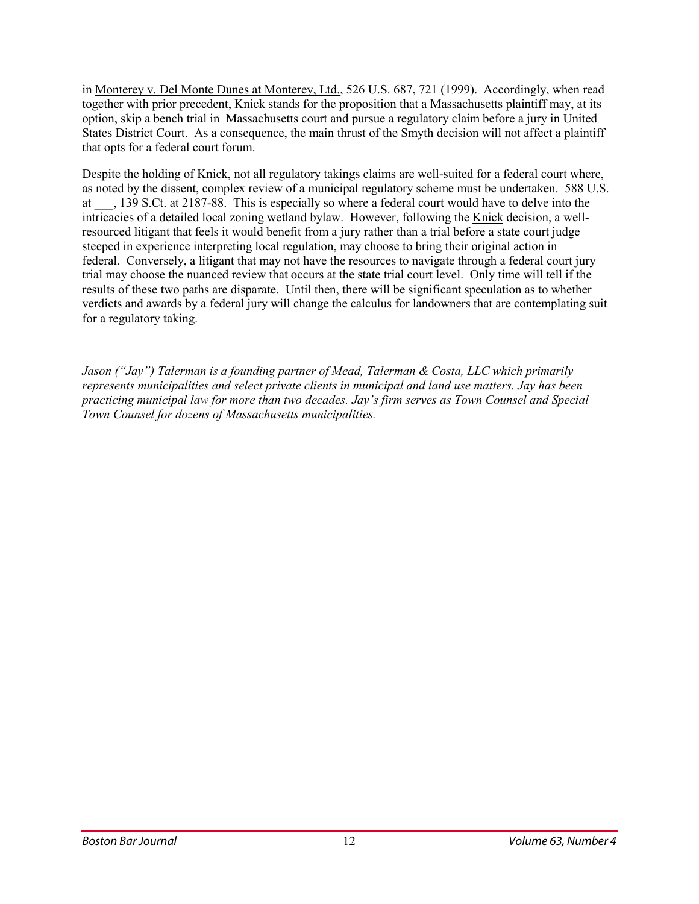in Monterey v. Del Monte Dunes at Monterey, Ltd., 526 U.S. 687, 721 (1999). Accordingly, when read together with prior precedent, Knick stands for the proposition that a Massachusetts plaintiff may, at its option, skip a bench trial in Massachusetts court and pursue a regulatory claim before a jury in United States District Court. As a consequence, the main thrust of the Smyth decision will not affect a plaintiff that opts for a federal court forum.

Despite the holding of Knick, not all regulatory takings claims are well-suited for a federal court where, as noted by the dissent, complex review of a municipal regulatory scheme must be undertaken. 588 U.S. at ___, 139 S.Ct. at 2187-88. This is especially so where a federal court would have to delve into the intricacies of a detailed local zoning wetland bylaw. However, following the Knick decision, a well-resourced litigant that feels it would benefit from a jury rather than a trial before a state court judge steeped in experience interpreting local regulation, may choose to bring their original action in federal. Conversely, a litigant that may not have the resources to navigate through a federal court jury trial may choose the nuanced review that occurs at the state trial court level. Only time will tell if the results of these two paths are disparate. Until then, there will be significant speculation as to whether verdicts and awards by a federal jury will change the calculus for landowners that are contemplating suit for a regulatory taking.

*Jason ("Jay") Talerman is a founding partner of Mead, Talerman & Costa, LLC which primarily represents municipalities and select private clients in municipal and land use matters. Jay has been practicing municipal law for more than two decades. Jay's firm serves as Town Counsel and Special Town Counsel for dozens of Massachusetts municipalities.*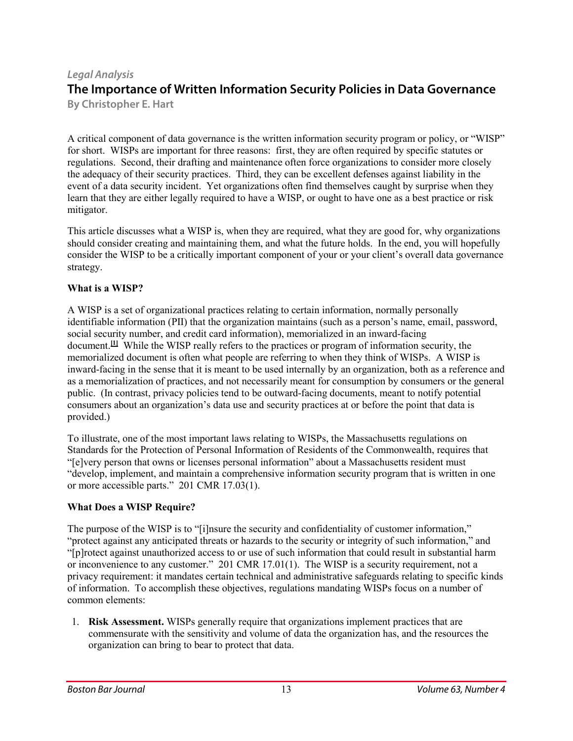*Legal Analysis*

## The Importance of Written Information Security Policies in Data Governance

**By Christopher E. Hart**

A critical component of data governance is the written information security program or policy, or "WISP" for short. WISPs are important for three reasons: first, they are often required by specific statutes or regulations. Second, their drafting and maintenance often force organizations to consider more closely the adequacy of their security practices. Third, they can be excellent defenses against liability in the event of a data security incident. Yet organizations often find themselves caught by surprise when they learn that they are either legally required to have a WISP, or ought to have one as a best practice or risk mitigator.

This article discusses what a WISP is, when they are required, what they are good for, why organizations should consider creating and maintaining them, and what the future holds. In the end, you will hopefully consider the WISP to be a critically important component of your or your client's overall data governance strategy.

**What is a WISP?**

A WISP is a set of organizational practices relating to certain information, normally personally identifiable information (PII) that the organization maintains (such as a person's name, email, password, social security number, and credit card information), memorialized in an inward-facing document.[1] While the WISP really refers to the practices or program of information security, the memorialized document is often what people are referring to when they think of WISPs. A WISP is inward-facing in the sense that it is meant to be used internally by an organization, both as a reference and as a memorialization of practices, and not necessarily meant for consumption by consumers or the general public. (In contrast, privacy policies tend to be outward-facing documents, meant to notify potential consumers about an organization's data use and security practices at or before the point that data is provided.)

To illustrate, one of the most important laws relating to WISPs, the Massachusetts regulations on Standards for the Protection of Personal Information of Residents of the Commonwealth, requires that "[e]very person that owns or licenses personal information" about a Massachusetts resident must "develop, implement, and maintain a comprehensive information security program that is written in one or more accessible parts." 201 CMR 17.03(1).

**What Does a WISP Require?**

The purpose of the WISP is to "[i]nsure the security and confidentiality of customer information," "protect against any anticipated threats or hazards to the security or integrity of such information," and "[p]rotect against unauthorized access to or use of such information that could result in substantial harm or inconvenience to any customer." 201 CMR 17.01(1). The WISP is a security requirement, not a privacy requirement: it mandates certain technical and administrative safeguards relating to specific kinds of information. To accomplish these objectives, regulations mandating WISPs focus on a number of common elements:

1. **Risk Assessment.** WISPs generally require that organizations implement practices that are commensurate with the sensitivity and volume of data the organization has, and the resources the organization can bring to bear to protect that data.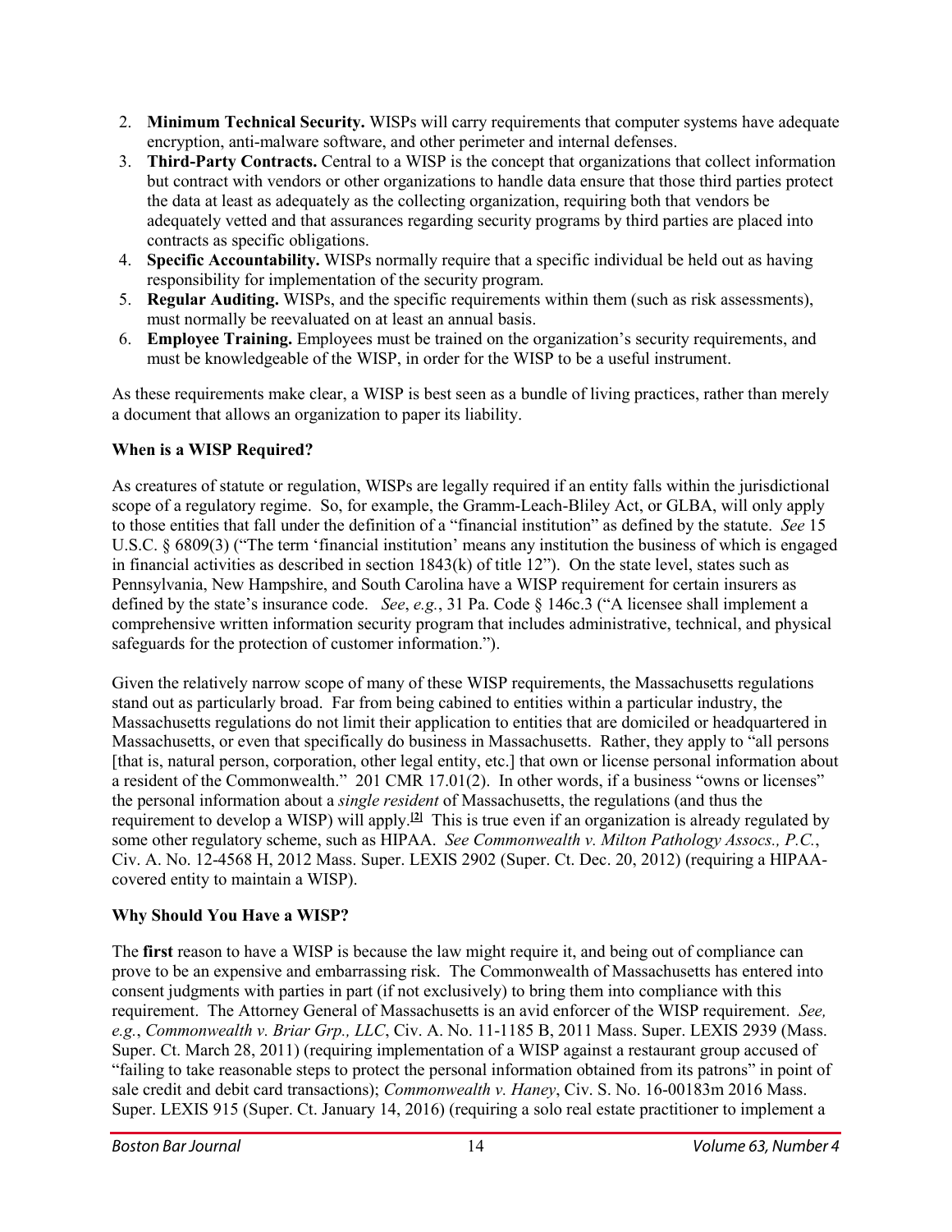2. **Minimum Technical Security.** WISPs will carry requirements that computer systems have adequate encryption, anti-malware software, and other perimeter and internal defenses.
3. **Third-Party Contracts.** Central to a WISP is the concept that organizations that collect information but contract with vendors or other organizations to handle data ensure that those third parties protect the data at least as adequately as the collecting organization, requiring both that vendors be adequately vetted and that assurances regarding security programs by third parties are placed into contracts as specific obligations.
4. **Specific Accountability.** WISPs normally require that a specific individual be held out as having responsibility for implementation of the security program.
5. **Regular Auditing.** WISPs, and the specific requirements within them (such as risk assessments), must normally be reevaluated on at least an annual basis.
6. **Employee Training.** Employees must be trained on the organization's security requirements, and must be knowledgeable of the WISP, in order for the WISP to be a useful instrument.

As these requirements make clear, a WISP is best seen as a bundle of living practices, rather than merely a document that allows an organization to paper its liability.

**When is a WISP Required?**

As creatures of statute or regulation, WISPs are legally required if an entity falls within the jurisdictional scope of a regulatory regime. So, for example, the Gramm-Leach-Bliley Act, or GLBA, will only apply to those entities that fall under the definition of a "financial institution" as defined by the statute. *See* 15 U.S.C. § 6809(3) ("The term 'financial institution' means any institution the business of which is engaged in financial activities as described in section 1843(k) of title 12"). On the state level, states such as Pennsylvania, New Hampshire, and South Carolina have a WISP requirement for certain insurers as defined by the state's insurance code. *See*, *e.g.*, 31 Pa. Code § 146c.3 ("A licensee shall implement a comprehensive written information security program that includes administrative, technical, and physical safeguards for the protection of customer information.").

Given the relatively narrow scope of many of these WISP requirements, the Massachusetts regulations stand out as particularly broad. Far from being cabined to entities within a particular industry, the Massachusetts regulations do not limit their application to entities that are domiciled or headquartered in Massachusetts, or even that specifically do business in Massachusetts. Rather, they apply to "all persons [that is, natural person, corporation, other legal entity, etc.] that own or license personal information about a resident of the Commonwealth." 201 CMR 17.01(2). In other words, if a business "owns or licenses" the personal information about a *single resident* of Massachusetts, the regulations (and thus the requirement to develop a WISP) will apply.[2] This is true even if an organization is already regulated by some other regulatory scheme, such as HIPAA. *See Commonwealth v. Milton Pathology Assocs., P.C.*, Civ. A. No. 12-4568 H, 2012 Mass. Super. LEXIS 2902 (Super. Ct. Dec. 20, 2012) (requiring a HIPAA-covered entity to maintain a WISP).

**Why Should You Have a WISP?**

The **first** reason to have a WISP is because the law might require it, and being out of compliance can prove to be an expensive and embarrassing risk. The Commonwealth of Massachusetts has entered into consent judgments with parties in part (if not exclusively) to bring them into compliance with this requirement. The Attorney General of Massachusetts is an avid enforcer of the WISP requirement. *See, e.g.*, *Commonwealth v. Briar Grp., LLC*, Civ. A. No. 11-1185 B, 2011 Mass. Super. LEXIS 2939 (Mass. Super. Ct. March 28, 2011) (requiring implementation of a WISP against a restaurant group accused of "failing to take reasonable steps to protect the personal information obtained from its patrons" in point of sale credit and debit card transactions); *Commonwealth v. Haney*, Civ. S. No. 16-00183m 2016 Mass. Super. LEXIS 915 (Super. Ct. January 14, 2016) (requiring a solo real estate practitioner to implement a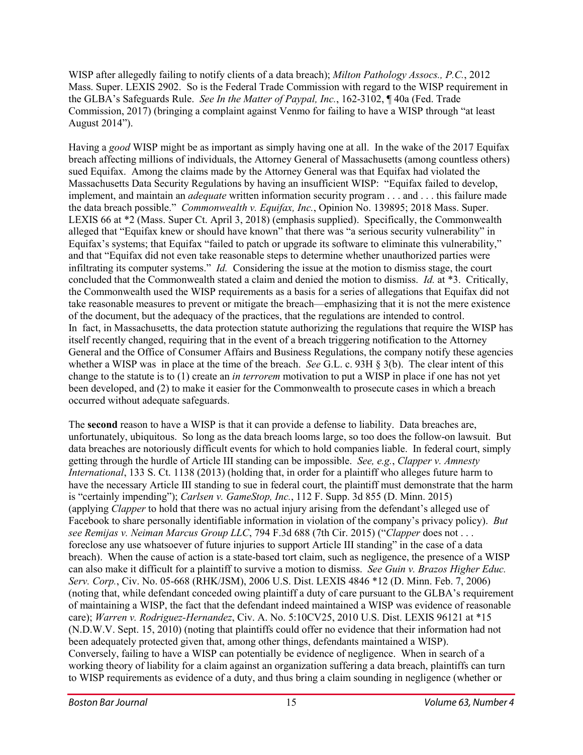WISP after allegedly failing to notify clients of a data breach); *Milton Pathology Assocs., P.C.*, 2012 Mass. Super. LEXIS 2902. So is the Federal Trade Commission with regard to the WISP requirement in the GLBA's Safeguards Rule. *See In the Matter of Paypal, Inc.*, 162-3102, ¶ 40a (Fed. Trade Commission, 2017) (bringing a complaint against Venmo for failing to have a WISP through "at least August 2014").

Having a *good* WISP might be as important as simply having one at all. In the wake of the 2017 Equifax breach affecting millions of individuals, the Attorney General of Massachusetts (among countless others) sued Equifax. Among the claims made by the Attorney General was that Equifax had violated the Massachusetts Data Security Regulations by having an insufficient WISP: "Equifax failed to develop, implement, and maintain an *adequate* written information security program . . . and . . . this failure made the data breach possible." *Commonwealth v. Equifax, Inc.*, Opinion No. 139895; 2018 Mass. Super. LEXIS 66 at *2 (Mass. Super Ct. April 3, 2018) (emphasis supplied). Specifically, the Commonwealth alleged that "Equifax knew or should have known" that there was "a serious security vulnerability" in Equifax's systems; that Equifax "failed to patch or upgrade its software to eliminate this vulnerability," and that "Equifax did not even take reasonable steps to determine whether unauthorized parties were infiltrating its computer systems." *Id.* Considering the issue at the motion to dismiss stage, the court concluded that the Commonwealth stated a claim and denied the motion to dismiss. *Id.* at *3. Critically, the Commonwealth used the WISP requirements as a basis for a series of allegations that Equifax did not take reasonable measures to prevent or mitigate the breach—emphasizing that it is not the mere existence of the document, but the adequacy of the practices, that the regulations are intended to control. In fact, in Massachusetts, the data protection statute authorizing the regulations that require the WISP has itself recently changed, requiring that in the event of a breach triggering notification to the Attorney General and the Office of Consumer Affairs and Business Regulations, the company notify these agencies whether a WISP was in place at the time of the breach. *See* G.L. c. 93H § 3(b). The clear intent of this change to the statute is to (1) create an *in terrorem* motivation to put a WISP in place if one has not yet been developed, and (2) to make it easier for the Commonwealth to prosecute cases in which a breach occurred without adequate safeguards.

The **second** reason to have a WISP is that it can provide a defense to liability. Data breaches are, unfortunately, ubiquitous. So long as the data breach looms large, so too does the follow-on lawsuit. But data breaches are notoriously difficult events for which to hold companies liable. In federal court, simply getting through the hurdle of Article III standing can be impossible. *See, e.g.*, *Clapper v. Amnesty International*, 133 S. Ct. 1138 (2013) (holding that, in order for a plaintiff who alleges future harm to have the necessary Article III standing to sue in federal court, the plaintiff must demonstrate that the harm is "certainly impending"); *Carlsen v. GameStop, Inc.*, 112 F. Supp. 3d 855 (D. Minn. 2015) (applying *Clapper* to hold that there was no actual injury arising from the defendant's alleged use of Facebook to share personally identifiable information in violation of the company's privacy policy). *But see Remijas v. Neiman Marcus Group LLC*, 794 F.3d 688 (7th Cir. 2015) ("*Clapper* does not . . . foreclose any use whatsoever of future injuries to support Article III standing" in the case of a data breach). When the cause of action is a state-based tort claim, such as negligence, the presence of a WISP can also make it difficult for a plaintiff to survive a motion to dismiss. *See Guin v. Brazos Higher Educ. Serv. Corp.*, Civ. No. 05-668 (RHK/JSM), 2006 U.S. Dist. LEXIS 4846 *12 (D. Minn. Feb. 7, 2006) (noting that, while defendant conceded owing plaintiff a duty of care pursuant to the GLBA's requirement of maintaining a WISP, the fact that the defendant indeed maintained a WISP was evidence of reasonable care); *Warren v. Rodriguez-Hernandez*, Civ. A. No. 5:10CV25, 2010 U.S. Dist. LEXIS 96121 at *15 (N.D.W.V. Sept. 15, 2010) (noting that plaintiffs could offer no evidence that their information had not been adequately protected given that, among other things, defendants maintained a WISP). Conversely, failing to have a WISP can potentially be evidence of negligence. When in search of a working theory of liability for a claim against an organization suffering a data breach, plaintiffs can turn to WISP requirements as evidence of a duty, and thus bring a claim sounding in negligence (whether or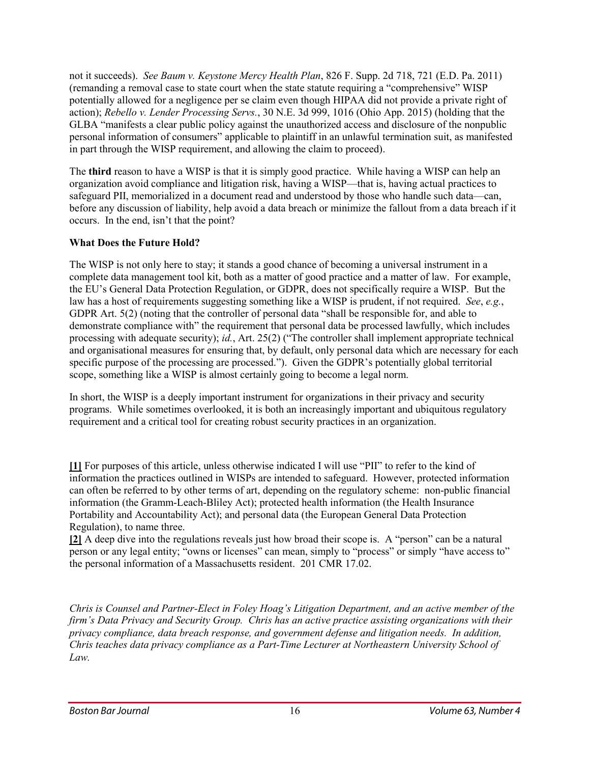not it succeeds). *See Baum v. Keystone Mercy Health Plan*, 826 F. Supp. 2d 718, 721 (E.D. Pa. 2011) (remanding a removal case to state court when the state statute requiring a "comprehensive" WISP potentially allowed for a negligence per se claim even though HIPAA did not provide a private right of action); *Rebello v. Lender Processing Servs.*, 30 N.E. 3d 999, 1016 (Ohio App. 2015) (holding that the GLBA "manifests a clear public policy against the unauthorized access and disclosure of the nonpublic personal information of consumers" applicable to plaintiff in an unlawful termination suit, as manifested in part through the WISP requirement, and allowing the claim to proceed).

The **third** reason to have a WISP is that it is simply good practice. While having a WISP can help an organization avoid compliance and litigation risk, having a WISP—that is, having actual practices to safeguard PII, memorialized in a document read and understood by those who handle such data—can, before any discussion of liability, help avoid a data breach or minimize the fallout from a data breach if it occurs. In the end, isn't that the point?

**What Does the Future Hold?**

The WISP is not only here to stay; it stands a good chance of becoming a universal instrument in a complete data management tool kit, both as a matter of good practice and a matter of law. For example, the EU's General Data Protection Regulation, or GDPR, does not specifically require a WISP. But the law has a host of requirements suggesting something like a WISP is prudent, if not required. *See*, *e.g.*, GDPR Art. 5(2) (noting that the controller of personal data "shall be responsible for, and able to demonstrate compliance with" the requirement that personal data be processed lawfully, which includes processing with adequate security); *id.*, Art. 25(2) ("The controller shall implement appropriate technical and organisational measures for ensuring that, by default, only personal data which are necessary for each specific purpose of the processing are processed."). Given the GDPR's potentially global territorial scope, something like a WISP is almost certainly going to become a legal norm.

In short, the WISP is a deeply important instrument for organizations in their privacy and security programs. While sometimes overlooked, it is both an increasingly important and ubiquitous regulatory requirement and a critical tool for creating robust security practices in an organization.

**[1]** For purposes of this article, unless otherwise indicated I will use "PII" to refer to the kind of information the practices outlined in WISPs are intended to safeguard. However, protected information can often be referred to by other terms of art, depending on the regulatory scheme: non-public financial information (the Gramm-Leach-Bliley Act); protected health information (the Health Insurance Portability and Accountability Act); and personal data (the European General Data Protection Regulation), to name three.
**[2]** A deep dive into the regulations reveals just how broad their scope is. A "person" can be a natural person or any legal entity; "owns or licenses" can mean, simply to "process" or simply "have access to" the personal information of a Massachusetts resident. 201 CMR 17.02.

*Chris is Counsel and Partner-Elect in Foley Hoag's Litigation Department, and an active member of the firm's Data Privacy and Security Group. Chris has an active practice assisting organizations with their privacy compliance, data breach response, and government defense and litigation needs. In addition, Chris teaches data privacy compliance as a Part-Time Lecturer at Northeastern University School of Law.*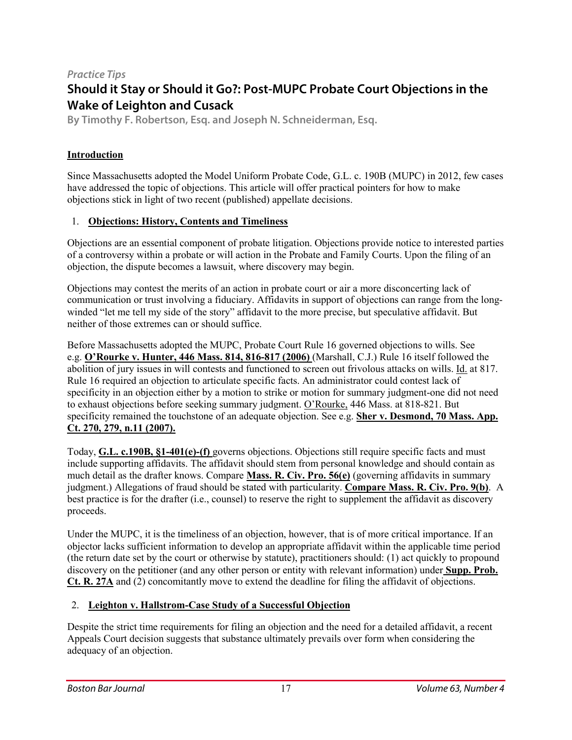*Practice Tips*

# Should it Stay or Should it Go?: Post-MUPC Probate Court Objections in the Wake of Leighton and Cusack

**By Timothy F. Robertson, Esq. and Joseph N. Schneiderman, Esq.**

## Introduction

Since Massachusetts adopted the Model Uniform Probate Code, G.L. c. 190B (MUPC) in 2012, few cases have addressed the topic of objections. This article will offer practical pointers for how to make objections stick in light of two recent (published) appellate decisions.

## 1. Objections: History, Contents and Timeliness

Objections are an essential component of probate litigation. Objections provide notice to interested parties of a controversy within a probate or will action in the Probate and Family Courts. Upon the filing of an objection, the dispute becomes a lawsuit, where discovery may begin.

Objections may contest the merits of an action in probate court or air a more disconcerting lack of communication or trust involving a fiduciary. Affidavits in support of objections can range from the long-winded "let me tell my side of the story" affidavit to the more precise, but speculative affidavit. But neither of those extremes can or should suffice.

Before Massachusetts adopted the MUPC, Probate Court Rule 16 governed objections to wills. See e.g. **O'Rourke v. Hunter, 446 Mass. 814, 816-817 (2006)** (Marshall, C.J.) Rule 16 itself followed the abolition of jury issues in will contests and functioned to screen out frivolous attacks on wills. Id. at 817. Rule 16 required an objection to articulate specific facts. An administrator could contest lack of specificity in an objection either by a motion to strike or motion for summary judgment-one did not need to exhaust objections before seeking summary judgment. O'Rourke, 446 Mass. at 818-821. But specificity remained the touchstone of an adequate objection. See e.g. **Sher v. Desmond, 70 Mass. App. Ct. 270, 279, n.11 (2007).**

Today, **G.L. c.190B, §1-401(e)-(f)** governs objections. Objections still require specific facts and must include supporting affidavits. The affidavit should stem from personal knowledge and should contain as much detail as the drafter knows. Compare **Mass. R. Civ. Pro. 56(e)** (governing affidavits in summary judgment.) Allegations of fraud should be stated with particularity. **Compare Mass. R. Civ. Pro. 9(b)**. A best practice is for the drafter (i.e., counsel) to reserve the right to supplement the affidavit as discovery proceeds.

Under the MUPC, it is the timeliness of an objection, however, that is of more critical importance. If an objector lacks sufficient information to develop an appropriate affidavit within the applicable time period (the return date set by the court or otherwise by statute), practitioners should: (1) act quickly to propound discovery on the petitioner (and any other person or entity with relevant information) under **Supp. Prob. Ct. R. 27A** and (2) concomitantly move to extend the deadline for filing the affidavit of objections.

## 2. Leighton v. Hallstrom-Case Study of a Successful Objection

Despite the strict time requirements for filing an objection and the need for a detailed affidavit, a recent Appeals Court decision suggests that substance ultimately prevails over form when considering the adequacy of an objection.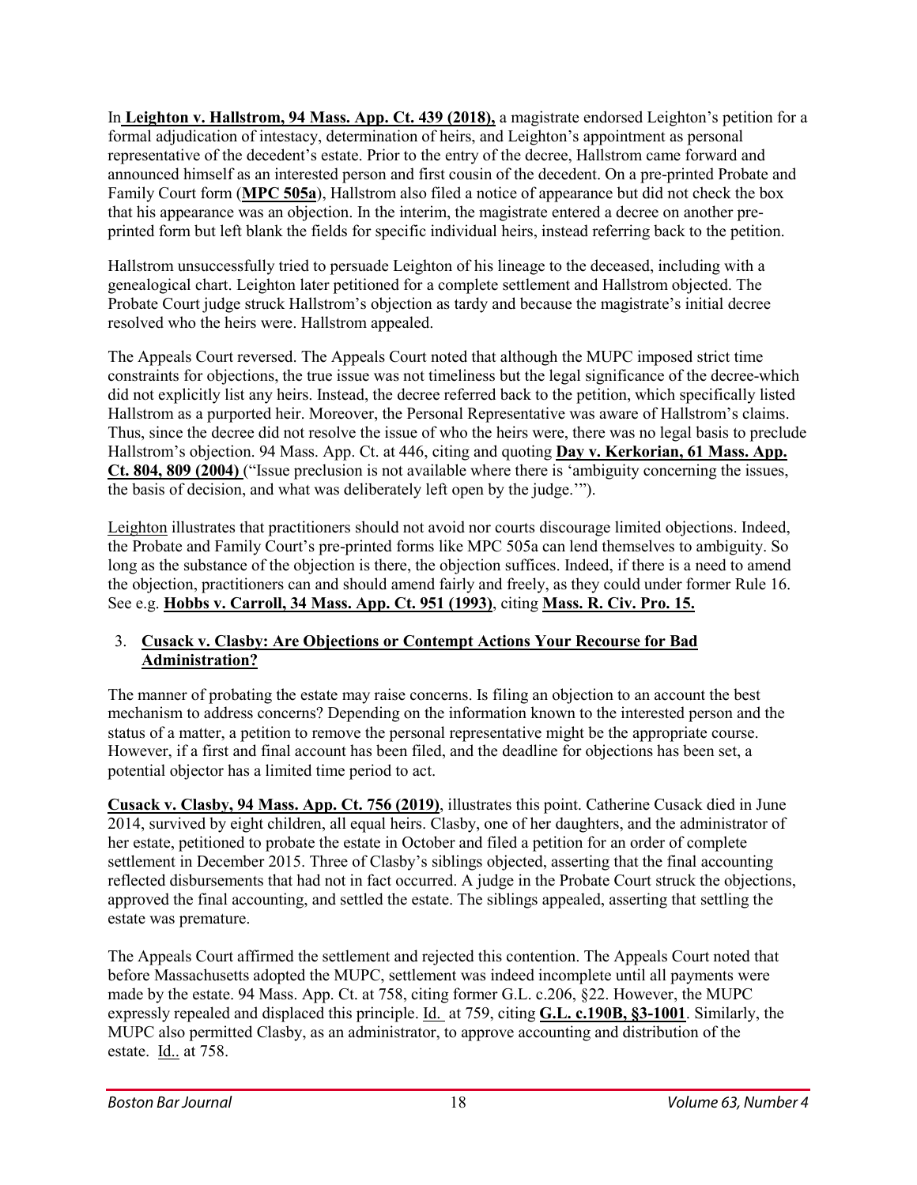In **Leighton v. Hallstrom, 94 Mass. App. Ct. 439 (2018),** a magistrate endorsed Leighton's petition for a formal adjudication of intestacy, determination of heirs, and Leighton's appointment as personal representative of the decedent's estate. Prior to the entry of the decree, Hallstrom came forward and announced himself as an interested person and first cousin of the decedent. On a pre-printed Probate and Family Court form (**MPC 505a**), Hallstrom also filed a notice of appearance but did not check the box that his appearance was an objection. In the interim, the magistrate entered a decree on another pre-printed form but left blank the fields for specific individual heirs, instead referring back to the petition.

Hallstrom unsuccessfully tried to persuade Leighton of his lineage to the deceased, including with a genealogical chart. Leighton later petitioned for a complete settlement and Hallstrom objected. The Probate Court judge struck Hallstrom's objection as tardy and because the magistrate's initial decree resolved who the heirs were. Hallstrom appealed.

The Appeals Court reversed. The Appeals Court noted that although the MUPC imposed strict time constraints for objections, the true issue was not timeliness but the legal significance of the decree-which did not explicitly list any heirs. Instead, the decree referred back to the petition, which specifically listed Hallstrom as a purported heir. Moreover, the Personal Representative was aware of Hallstrom's claims. Thus, since the decree did not resolve the issue of who the heirs were, there was no legal basis to preclude Hallstrom's objection. 94 Mass. App. Ct. at 446, citing and quoting **Day v. Kerkorian, 61 Mass. App. Ct. 804, 809 (2004)** ("Issue preclusion is not available where there is 'ambiguity concerning the issues, the basis of decision, and what was deliberately left open by the judge.'").

Leighton illustrates that practitioners should not avoid nor courts discourage limited objections. Indeed, the Probate and Family Court's pre-printed forms like MPC 505a can lend themselves to ambiguity. So long as the substance of the objection is there, the objection suffices. Indeed, if there is a need to amend the objection, practitioners can and should amend fairly and freely, as they could under former Rule 16. See e.g. **Hobbs v. Carroll, 34 Mass. App. Ct. 951 (1993)**, citing **Mass. R. Civ. Pro. 15.**

### 3. Cusack v. Clasby: Are Objections or Contempt Actions Your Recourse for Bad Administration?

The manner of probating the estate may raise concerns. Is filing an objection to an account the best mechanism to address concerns? Depending on the information known to the interested person and the status of a matter, a petition to remove the personal representative might be the appropriate course. However, if a first and final account has been filed, and the deadline for objections has been set, a potential objector has a limited time period to act.

**Cusack v. Clasby, 94 Mass. App. Ct. 756 (2019)**, illustrates this point. Catherine Cusack died in June 2014, survived by eight children, all equal heirs. Clasby, one of her daughters, and the administrator of her estate, petitioned to probate the estate in October and filed a petition for an order of complete settlement in December 2015. Three of Clasby's siblings objected, asserting that the final accounting reflected disbursements that had not in fact occurred. A judge in the Probate Court struck the objections, approved the final accounting, and settled the estate. The siblings appealed, asserting that settling the estate was premature.

The Appeals Court affirmed the settlement and rejected this contention. The Appeals Court noted that before Massachusetts adopted the MUPC, settlement was indeed incomplete until all payments were made by the estate. 94 Mass. App. Ct. at 758, citing former G.L. c.206, §22. However, the MUPC expressly repealed and displaced this principle. Id. at 759, citing **G.L. c.190B, §3-1001**. Similarly, the MUPC also permitted Clasby, as an administrator, to approve accounting and distribution of the estate. Id.. at 758.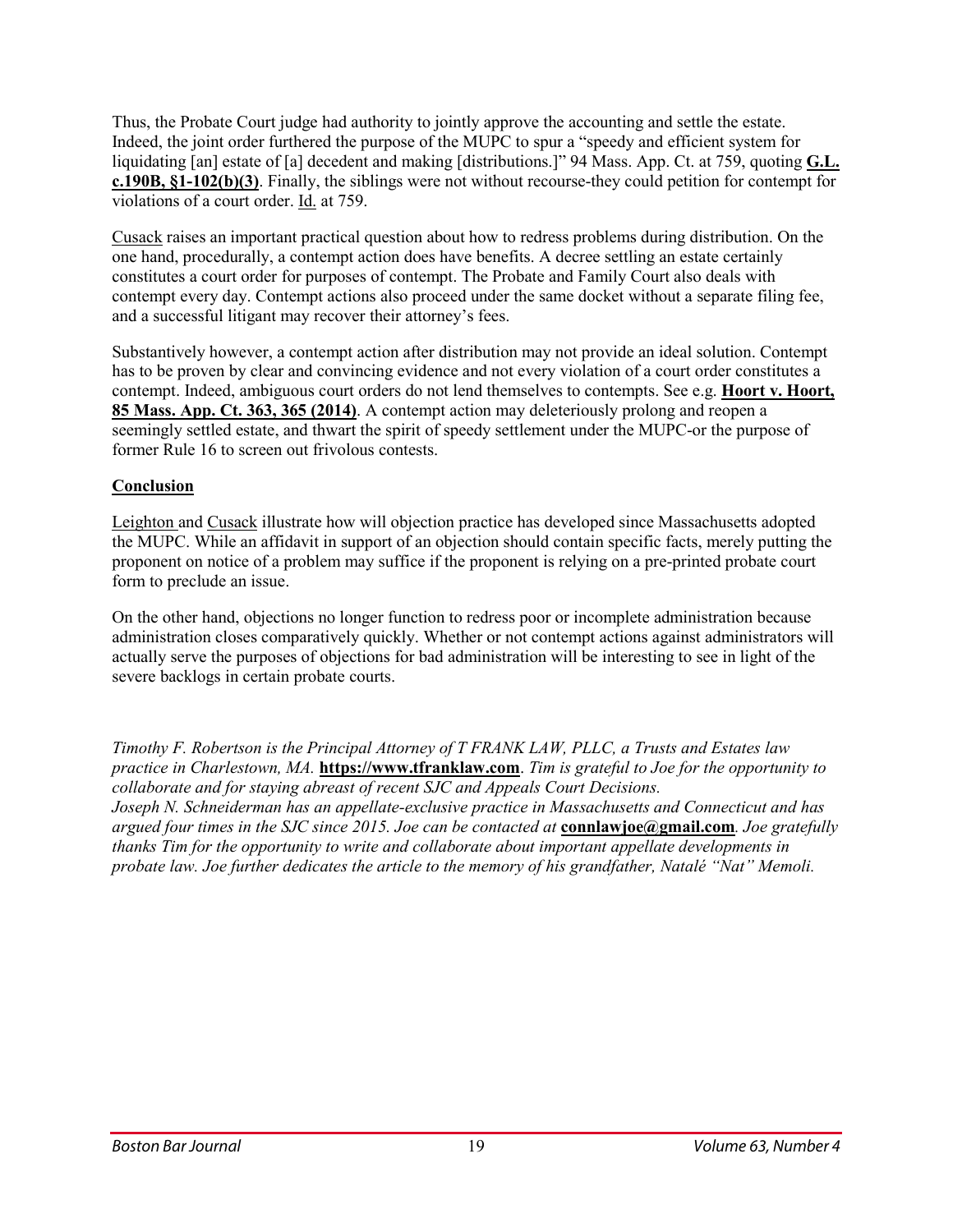Thus, the Probate Court judge had authority to jointly approve the accounting and settle the estate. Indeed, the joint order furthered the purpose of the MUPC to spur a "speedy and efficient system for liquidating [an] estate of [a] decedent and making [distributions.]" 94 Mass. App. Ct. at 759, quoting **G.L. c.190B, §1-102(b)(3)**. Finally, the siblings were not without recourse-they could petition for contempt for violations of a court order. Id. at 759.

Cusack raises an important practical question about how to redress problems during distribution. On the one hand, procedurally, a contempt action does have benefits. A decree settling an estate certainly constitutes a court order for purposes of contempt. The Probate and Family Court also deals with contempt every day. Contempt actions also proceed under the same docket without a separate filing fee, and a successful litigant may recover their attorney's fees.

Substantively however, a contempt action after distribution may not provide an ideal solution. Contempt has to be proven by clear and convincing evidence and not every violation of a court order constitutes a contempt. Indeed, ambiguous court orders do not lend themselves to contempts. See e.g. **Hoort v. Hoort, 85 Mass. App. Ct. 363, 365 (2014)**. A contempt action may deleteriously prolong and reopen a seemingly settled estate, and thwart the spirit of speedy settlement under the MUPC-or the purpose of former Rule 16 to screen out frivolous contests.

## Conclusion

Leighton and Cusack illustrate how will objection practice has developed since Massachusetts adopted the MUPC. While an affidavit in support of an objection should contain specific facts, merely putting the proponent on notice of a problem may suffice if the proponent is relying on a pre-printed probate court form to preclude an issue.

On the other hand, objections no longer function to redress poor or incomplete administration because administration closes comparatively quickly. Whether or not contempt actions against administrators will actually serve the purposes of objections for bad administration will be interesting to see in light of the severe backlogs in certain probate courts.

*Timothy F. Robertson is the Principal Attorney of T FRANK LAW, PLLC, a Trusts and Estates law practice in Charlestown, MA.* **https://www.tfranklaw.com**. *Tim is grateful to Joe for the opportunity to collaborate and for staying abreast of recent SJC and Appeals Court Decisions.*
*Joseph N. Schneiderman has an appellate-exclusive practice in Massachusetts and Connecticut and has argued four times in the SJC since 2015. Joe can be contacted at* **connlawjoe@gmail.com**. *Joe gratefully thanks Tim for the opportunity to write and collaborate about important appellate developments in probate law. Joe further dedicates the article to the memory of his grandfather, Natalé "Nat" Memoli.*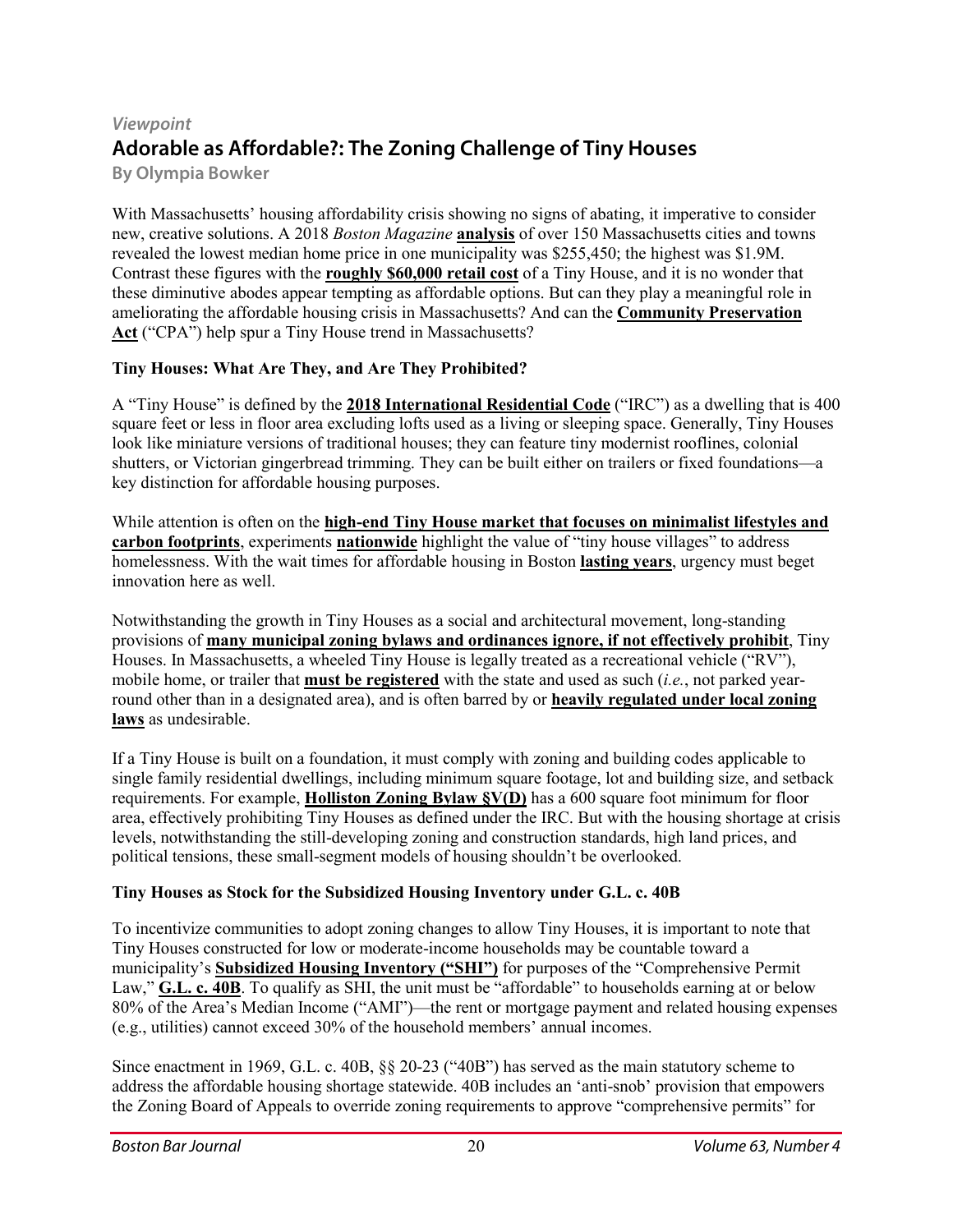*Viewpoint*

# Adorable as Affordable?: The Zoning Challenge of Tiny Houses

**By Olympia Bowker**

With Massachusetts' housing affordability crisis showing no signs of abating, it imperative to consider new, creative solutions. A 2018 *Boston Magazine* **analysis** of over 150 Massachusetts cities and towns revealed the lowest median home price in one municipality was $255,450; the highest was $1.9M. Contrast these figures with the **roughly $60,000 retail cost** of a Tiny House, and it is no wonder that these diminutive abodes appear tempting as affordable options. But can they play a meaningful role in ameliorating the affordable housing crisis in Massachusetts? And can the **Community Preservation Act** ("CPA") help spur a Tiny House trend in Massachusetts?

## Tiny Houses: What Are They, and Are They Prohibited?

A "Tiny House" is defined by the **2018 International Residential Code** ("IRC") as a dwelling that is 400 square feet or less in floor area excluding lofts used as a living or sleeping space. Generally, Tiny Houses look like miniature versions of traditional houses; they can feature tiny modernist rooflines, colonial shutters, or Victorian gingerbread trimming. They can be built either on trailers or fixed foundations—a key distinction for affordable housing purposes.

While attention is often on the **high-end Tiny House market that focuses on minimalist lifestyles and carbon footprints**, experiments **nationwide** highlight the value of "tiny house villages" to address homelessness. With the wait times for affordable housing in Boston **lasting years**, urgency must beget innovation here as well.

Notwithstanding the growth in Tiny Houses as a social and architectural movement, long-standing provisions of **many municipal zoning bylaws and ordinances ignore, if not effectively prohibit**, Tiny Houses. In Massachusetts, a wheeled Tiny House is legally treated as a recreational vehicle ("RV"), mobile home, or trailer that **must be registered** with the state and used as such (*i.e.*, not parked year-round other than in a designated area), and is often barred by or **heavily regulated under local zoning laws** as undesirable.

If a Tiny House is built on a foundation, it must comply with zoning and building codes applicable to single family residential dwellings, including minimum square footage, lot and building size, and setback requirements. For example, **Holliston Zoning Bylaw §V(D)** has a 600 square foot minimum for floor area, effectively prohibiting Tiny Houses as defined under the IRC. But with the housing shortage at crisis levels, notwithstanding the still-developing zoning and construction standards, high land prices, and political tensions, these small-segment models of housing shouldn't be overlooked.

## Tiny Houses as Stock for the Subsidized Housing Inventory under G.L. c. 40B

To incentivize communities to adopt zoning changes to allow Tiny Houses, it is important to note that Tiny Houses constructed for low or moderate-income households may be countable toward a municipality's **Subsidized Housing Inventory ("SHI")** for purposes of the "Comprehensive Permit Law," **G.L. c. 40B**. To qualify as SHI, the unit must be "affordable" to households earning at or below 80% of the Area's Median Income ("AMI")—the rent or mortgage payment and related housing expenses (e.g., utilities) cannot exceed 30% of the household members' annual incomes.

Since enactment in 1969, G.L. c. 40B, §§ 20-23 ("40B") has served as the main statutory scheme to address the affordable housing shortage statewide. 40B includes an 'anti-snob' provision that empowers the Zoning Board of Appeals to override zoning requirements to approve "comprehensive permits" for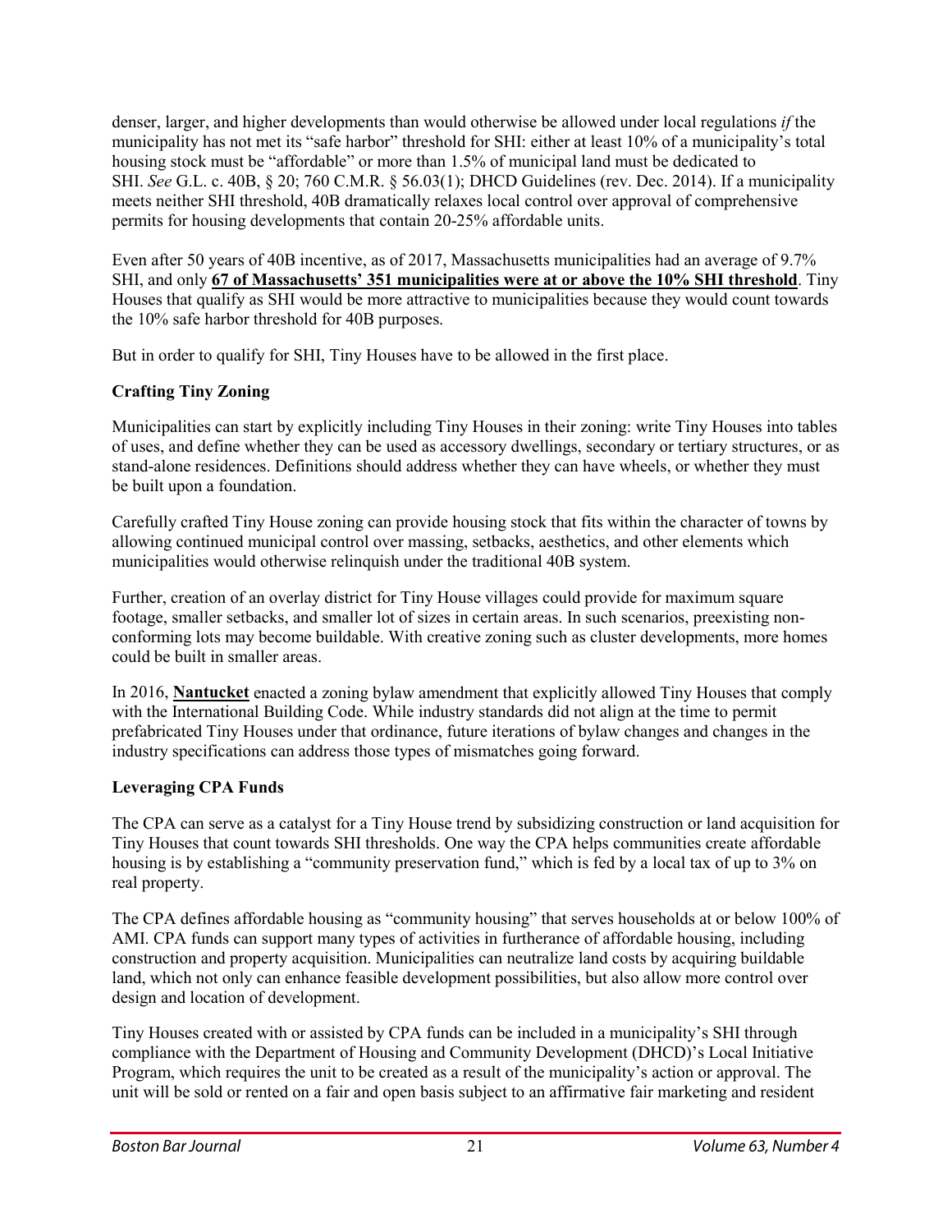denser, larger, and higher developments than would otherwise be allowed under local regulations *if* the municipality has not met its "safe harbor" threshold for SHI: either at least 10% of a municipality's total housing stock must be "affordable" or more than 1.5% of municipal land must be dedicated to SHI. *See* G.L. c. 40B, § 20; 760 C.M.R. § 56.03(1); DHCD Guidelines (rev. Dec. 2014). If a municipality meets neither SHI threshold, 40B dramatically relaxes local control over approval of comprehensive permits for housing developments that contain 20-25% affordable units.

Even after 50 years of 40B incentive, as of 2017, Massachusetts municipalities had an average of 9.7% SHI, and only **67 of Massachusetts' 351 municipalities were at or above the 10% SHI threshold**. Tiny Houses that qualify as SHI would be more attractive to municipalities because they would count towards the 10% safe harbor threshold for 40B purposes.

But in order to qualify for SHI, Tiny Houses have to be allowed in the first place.

### Crafting Tiny Zoning

Municipalities can start by explicitly including Tiny Houses in their zoning: write Tiny Houses into tables of uses, and define whether they can be used as accessory dwellings, secondary or tertiary structures, or as stand-alone residences. Definitions should address whether they can have wheels, or whether they must be built upon a foundation.

Carefully crafted Tiny House zoning can provide housing stock that fits within the character of towns by allowing continued municipal control over massing, setbacks, aesthetics, and other elements which municipalities would otherwise relinquish under the traditional 40B system.

Further, creation of an overlay district for Tiny House villages could provide for maximum square footage, smaller setbacks, and smaller lot of sizes in certain areas. In such scenarios, preexisting non-conforming lots may become buildable. With creative zoning such as cluster developments, more homes could be built in smaller areas.

In 2016, **Nantucket** enacted a zoning bylaw amendment that explicitly allowed Tiny Houses that comply with the International Building Code. While industry standards did not align at the time to permit prefabricated Tiny Houses under that ordinance, future iterations of bylaw changes and changes in the industry specifications can address those types of mismatches going forward.

### Leveraging CPA Funds

The CPA can serve as a catalyst for a Tiny House trend by subsidizing construction or land acquisition for Tiny Houses that count towards SHI thresholds. One way the CPA helps communities create affordable housing is by establishing a "community preservation fund," which is fed by a local tax of up to 3% on real property.

The CPA defines affordable housing as "community housing" that serves households at or below 100% of AMI. CPA funds can support many types of activities in furtherance of affordable housing, including construction and property acquisition. Municipalities can neutralize land costs by acquiring buildable land, which not only can enhance feasible development possibilities, but also allow more control over design and location of development.

Tiny Houses created with or assisted by CPA funds can be included in a municipality's SHI through compliance with the Department of Housing and Community Development (DHCD)'s Local Initiative Program, which requires the unit to be created as a result of the municipality's action or approval. The unit will be sold or rented on a fair and open basis subject to an affirmative fair marketing and resident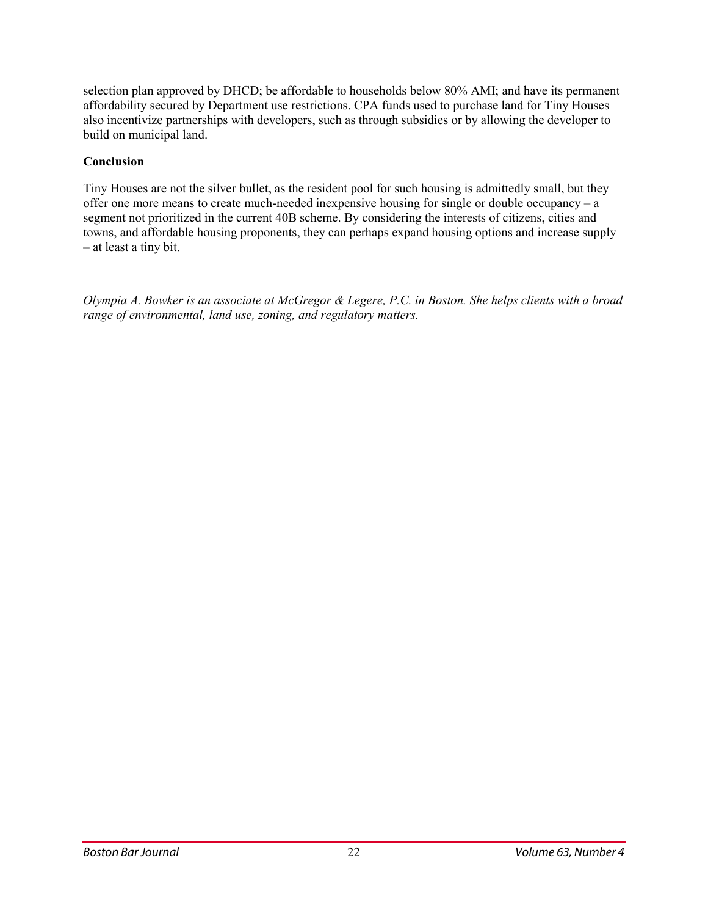selection plan approved by DHCD; be affordable to households below 80% AMI; and have its permanent affordability secured by Department use restrictions. CPA funds used to purchase land for Tiny Houses also incentivize partnerships with developers, such as through subsidies or by allowing the developer to build on municipal land.

**Conclusion**

Tiny Houses are not the silver bullet, as the resident pool for such housing is admittedly small, but they offer one more means to create much-needed inexpensive housing for single or double occupancy – a segment not prioritized in the current 40B scheme. By considering the interests of citizens, cities and towns, and affordable housing proponents, they can perhaps expand housing options and increase supply – at least a tiny bit.

*Olympia A. Bowker is an associate at McGregor & Legere, P.C. in Boston. She helps clients with a broad range of environmental, land use, zoning, and regulatory matters.*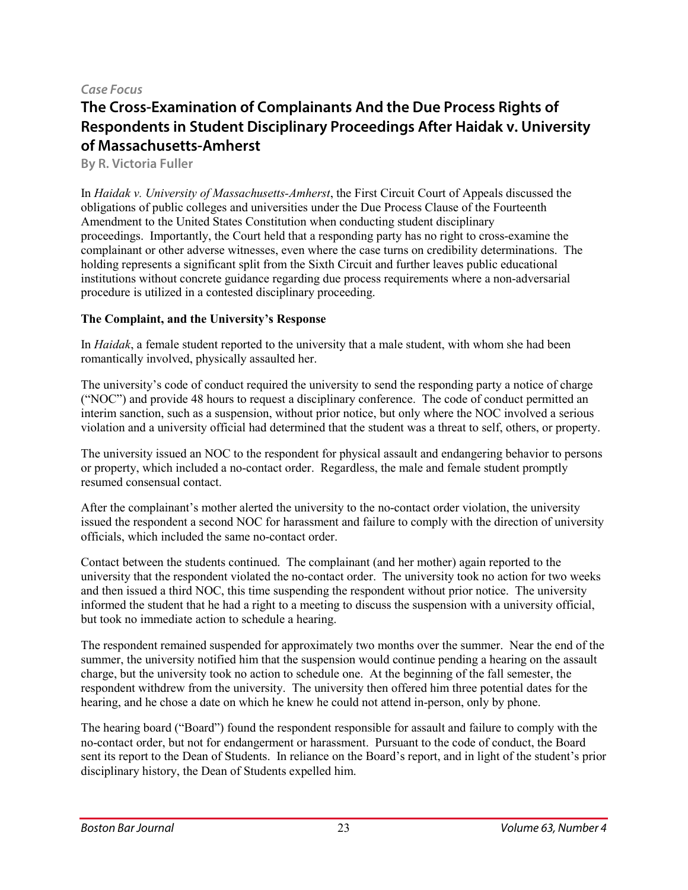*Case Focus*

# The Cross-Examination of Complainants And the Due Process Rights of Respondents in Student Disciplinary Proceedings After Haidak v. University of Massachusetts-Amherst

**By R. Victoria Fuller**

In *Haidak v. University of Massachusetts-Amherst*, the First Circuit Court of Appeals discussed the obligations of public colleges and universities under the Due Process Clause of the Fourteenth Amendment to the United States Constitution when conducting student disciplinary proceedings. Importantly, the Court held that a responding party has no right to cross-examine the complainant or other adverse witnesses, even where the case turns on credibility determinations. The holding represents a significant split from the Sixth Circuit and further leaves public educational institutions without concrete guidance regarding due process requirements where a non-adversarial procedure is utilized in a contested disciplinary proceeding.

**The Complaint, and the University's Response**

In *Haidak*, a female student reported to the university that a male student, with whom she had been romantically involved, physically assaulted her.

The university's code of conduct required the university to send the responding party a notice of charge ("NOC") and provide 48 hours to request a disciplinary conference. The code of conduct permitted an interim sanction, such as a suspension, without prior notice, but only where the NOC involved a serious violation and a university official had determined that the student was a threat to self, others, or property.

The university issued an NOC to the respondent for physical assault and endangering behavior to persons or property, which included a no-contact order. Regardless, the male and female student promptly resumed consensual contact.

After the complainant's mother alerted the university to the no-contact order violation, the university issued the respondent a second NOC for harassment and failure to comply with the direction of university officials, which included the same no-contact order.

Contact between the students continued. The complainant (and her mother) again reported to the university that the respondent violated the no-contact order. The university took no action for two weeks and then issued a third NOC, this time suspending the respondent without prior notice. The university informed the student that he had a right to a meeting to discuss the suspension with a university official, but took no immediate action to schedule a hearing.

The respondent remained suspended for approximately two months over the summer. Near the end of the summer, the university notified him that the suspension would continue pending a hearing on the assault charge, but the university took no action to schedule one. At the beginning of the fall semester, the respondent withdrew from the university. The university then offered him three potential dates for the hearing, and he chose a date on which he knew he could not attend in-person, only by phone.

The hearing board ("Board") found the respondent responsible for assault and failure to comply with the no-contact order, but not for endangerment or harassment. Pursuant to the code of conduct, the Board sent its report to the Dean of Students. In reliance on the Board's report, and in light of the student's prior disciplinary history, the Dean of Students expelled him.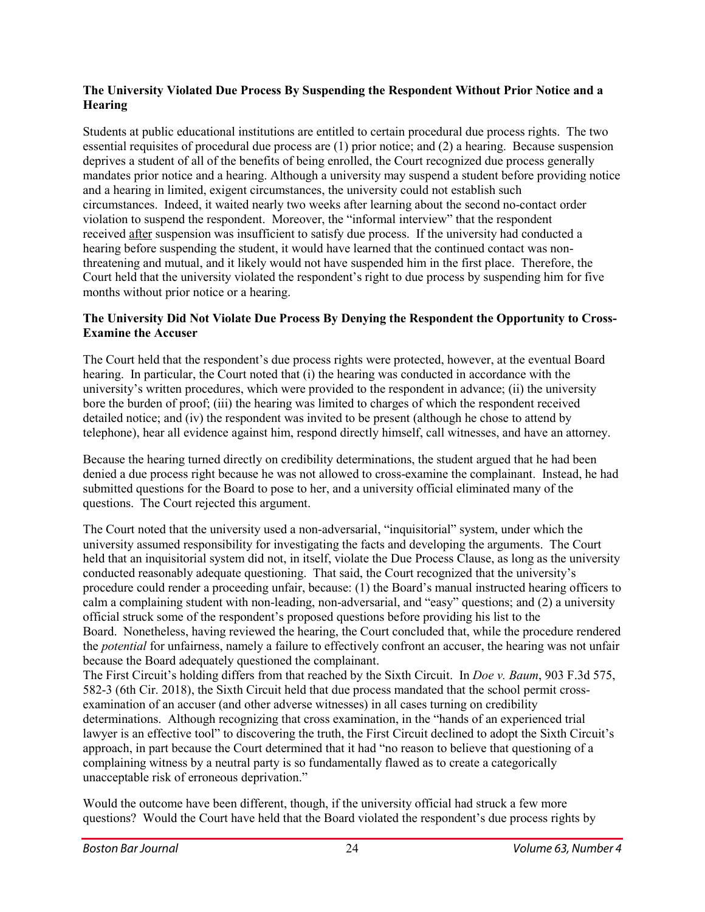**The University Violated Due Process By Suspending the Respondent Without Prior Notice and a Hearing**

Students at public educational institutions are entitled to certain procedural due process rights. The two essential requisites of procedural due process are (1) prior notice; and (2) a hearing. Because suspension deprives a student of all of the benefits of being enrolled, the Court recognized due process generally mandates prior notice and a hearing. Although a university may suspend a student before providing notice and a hearing in limited, exigent circumstances, the university could not establish such circumstances. Indeed, it waited nearly two weeks after learning about the second no-contact order violation to suspend the respondent. Moreover, the "informal interview" that the respondent received <u>after</u> suspension was insufficient to satisfy due process. If the university had conducted a hearing before suspending the student, it would have learned that the continued contact was non-threatening and mutual, and it likely would not have suspended him in the first place. Therefore, the Court held that the university violated the respondent's right to due process by suspending him for five months without prior notice or a hearing.

**The University Did Not Violate Due Process By Denying the Respondent the Opportunity to Cross-Examine the Accuser**

The Court held that the respondent's due process rights were protected, however, at the eventual Board hearing. In particular, the Court noted that (i) the hearing was conducted in accordance with the university's written procedures, which were provided to the respondent in advance; (ii) the university bore the burden of proof; (iii) the hearing was limited to charges of which the respondent received detailed notice; and (iv) the respondent was invited to be present (although he chose to attend by telephone), hear all evidence against him, respond directly himself, call witnesses, and have an attorney.

Because the hearing turned directly on credibility determinations, the student argued that he had been denied a due process right because he was not allowed to cross-examine the complainant. Instead, he had submitted questions for the Board to pose to her, and a university official eliminated many of the questions. The Court rejected this argument.

The Court noted that the university used a non-adversarial, "inquisitorial" system, under which the university assumed responsibility for investigating the facts and developing the arguments. The Court held that an inquisitorial system did not, in itself, violate the Due Process Clause, as long as the university conducted reasonably adequate questioning. That said, the Court recognized that the university's procedure could render a proceeding unfair, because: (1) the Board's manual instructed hearing officers to calm a complaining student with non-leading, non-adversarial, and "easy" questions; and (2) a university official struck some of the respondent's proposed questions before providing his list to the Board. Nonetheless, having reviewed the hearing, the Court concluded that, while the procedure rendered the *potential* for unfairness, namely a failure to effectively confront an accuser, the hearing was not unfair because the Board adequately questioned the complainant.

The First Circuit's holding differs from that reached by the Sixth Circuit. In *Doe v. Baum*, 903 F.3d 575, 582-3 (6th Cir. 2018), the Sixth Circuit held that due process mandated that the school permit cross-examination of an accuser (and other adverse witnesses) in all cases turning on credibility determinations. Although recognizing that cross examination, in the "hands of an experienced trial lawyer is an effective tool" to discovering the truth, the First Circuit declined to adopt the Sixth Circuit's approach, in part because the Court determined that it had "no reason to believe that questioning of a complaining witness by a neutral party is so fundamentally flawed as to create a categorically unacceptable risk of erroneous deprivation."

Would the outcome have been different, though, if the university official had struck a few more questions? Would the Court have held that the Board violated the respondent's due process rights by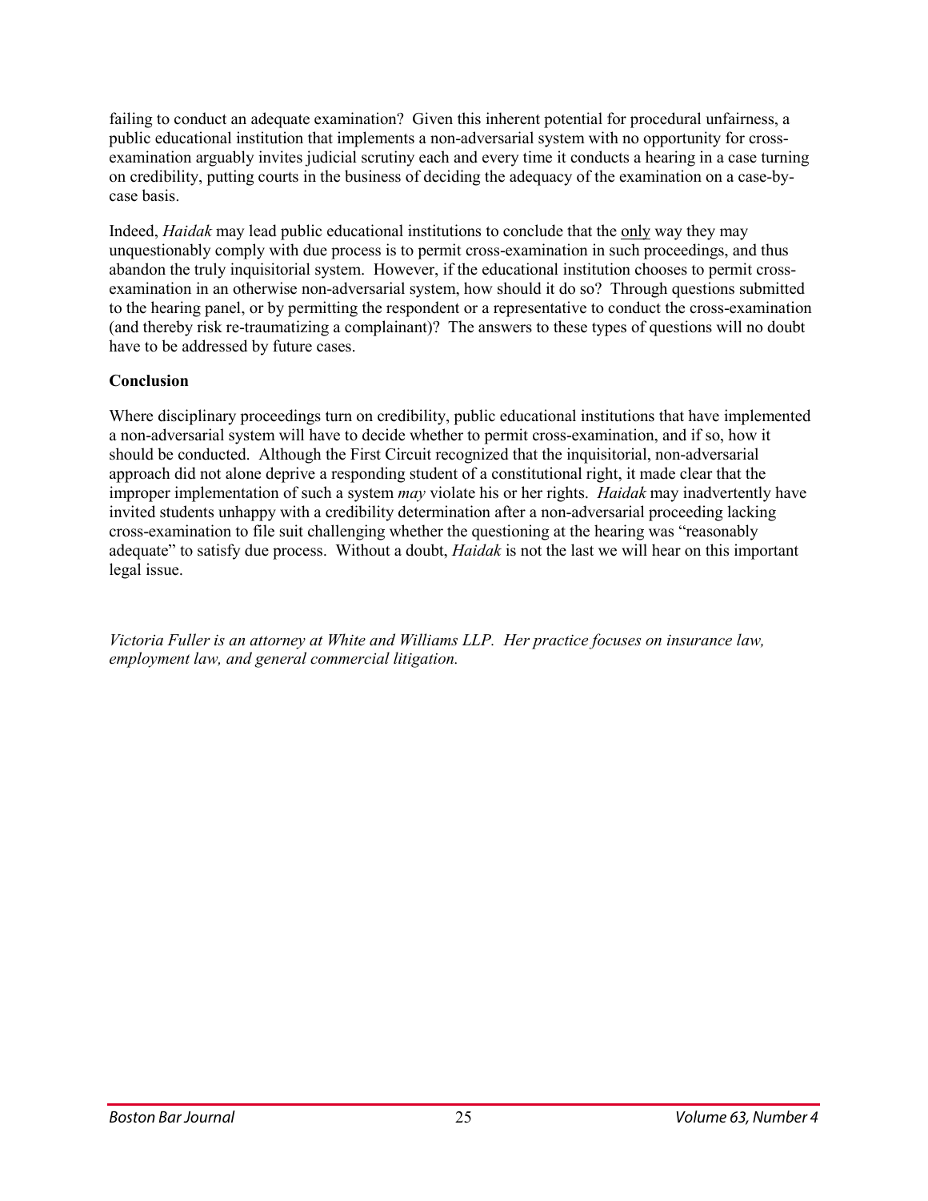failing to conduct an adequate examination? Given this inherent potential for procedural unfairness, a public educational institution that implements a non-adversarial system with no opportunity for cross-examination arguably invites judicial scrutiny each and every time it conducts a hearing in a case turning on credibility, putting courts in the business of deciding the adequacy of the examination on a case-by-case basis.

Indeed, *Haidak* may lead public educational institutions to conclude that the <u>only</u> way they may unquestionably comply with due process is to permit cross-examination in such proceedings, and thus abandon the truly inquisitorial system. However, if the educational institution chooses to permit cross-examination in an otherwise non-adversarial system, how should it do so? Through questions submitted to the hearing panel, or by permitting the respondent or a representative to conduct the cross-examination (and thereby risk re-traumatizing a complainant)? The answers to these types of questions will no doubt have to be addressed by future cases.

**Conclusion**

Where disciplinary proceedings turn on credibility, public educational institutions that have implemented a non-adversarial system will have to decide whether to permit cross-examination, and if so, how it should be conducted. Although the First Circuit recognized that the inquisitorial, non-adversarial approach did not alone deprive a responding student of a constitutional right, it made clear that the improper implementation of such a system *may* violate his or her rights. *Haidak* may inadvertently have invited students unhappy with a credibility determination after a non-adversarial proceeding lacking cross-examination to file suit challenging whether the questioning at the hearing was "reasonably adequate" to satisfy due process. Without a doubt, *Haidak* is not the last we will hear on this important legal issue.

*Victoria Fuller is an attorney at White and Williams LLP. Her practice focuses on insurance law, employment law, and general commercial litigation.*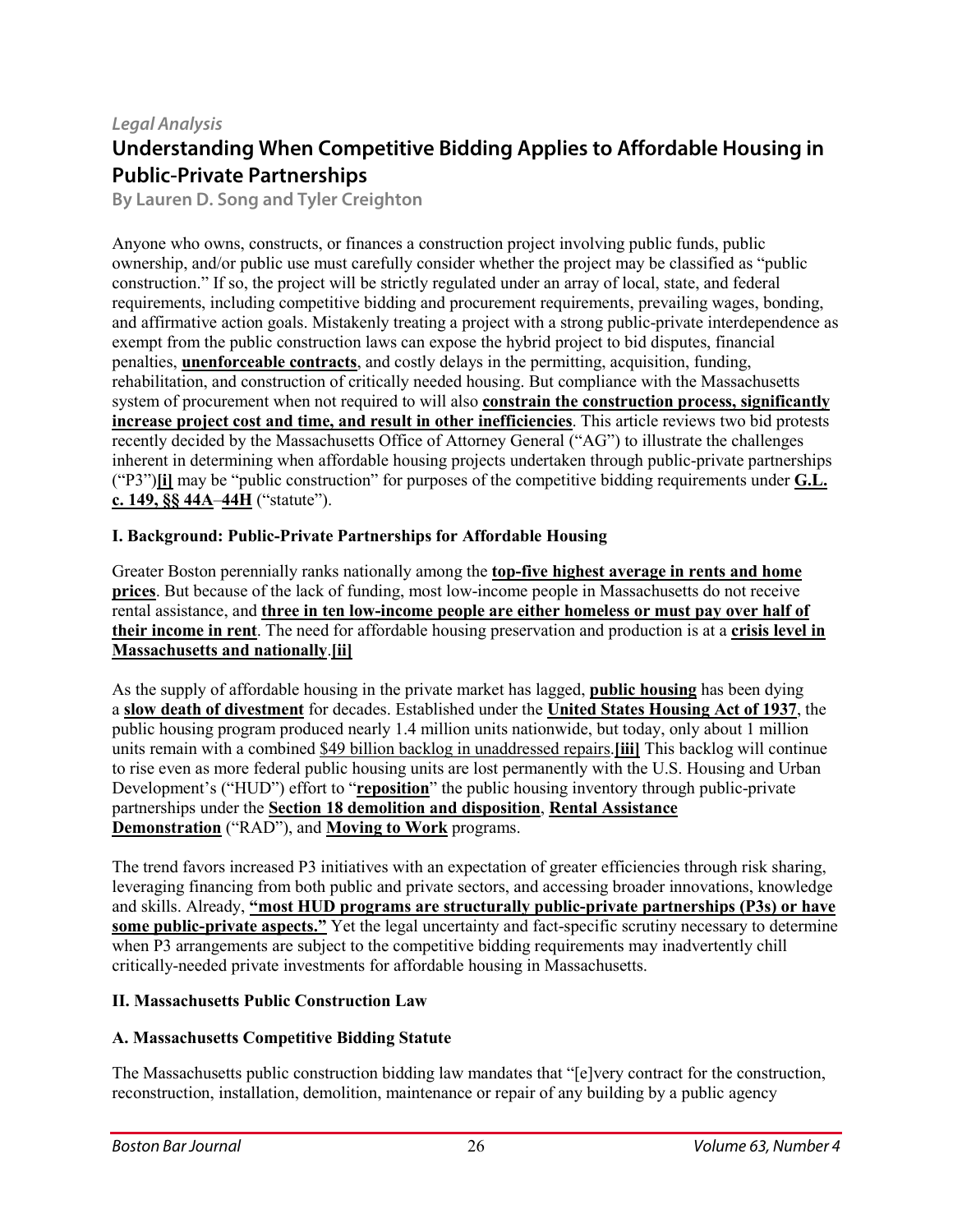*Legal Analysis*

# Understanding When Competitive Bidding Applies to Affordable Housing in Public-Private Partnerships

**By Lauren D. Song and Tyler Creighton**

Anyone who owns, constructs, or finances a construction project involving public funds, public ownership, and/or public use must carefully consider whether the project may be classified as "public construction." If so, the project will be strictly regulated under an array of local, state, and federal requirements, including competitive bidding and procurement requirements, prevailing wages, bonding, and affirmative action goals. Mistakenly treating a project with a strong public-private interdependence as exempt from the public construction laws can expose the hybrid project to bid disputes, financial penalties, **unenforceable contracts**, and costly delays in the permitting, acquisition, funding, rehabilitation, and construction of critically needed housing. But compliance with the Massachusetts system of procurement when not required to will also **constrain the construction process, significantly increase project cost and time, and result in other inefficiencies**. This article reviews two bid protests recently decided by the Massachusetts Office of Attorney General ("AG") to illustrate the challenges inherent in determining when affordable housing projects undertaken through public-private partnerships ("P3")**[i]** may be "public construction" for purposes of the competitive bidding requirements under **G.L. c. 149, §§ 44A**–**44H** ("statute").

### I. Background: Public-Private Partnerships for Affordable Housing

Greater Boston perennially ranks nationally among the **top-five highest average in rents and home prices**. But because of the lack of funding, most low-income people in Massachusetts do not receive rental assistance, and **three in ten low-income people are either homeless or must pay over half of their income in rent**. The need for affordable housing preservation and production is at a **crisis level in Massachusetts and nationally**.**[ii]**

As the supply of affordable housing in the private market has lagged, **public housing** has been dying a **slow death of divestment** for decades. Established under the **United States Housing Act of 1937**, the public housing program produced nearly 1.4 million units nationwide, but today, only about 1 million units remain with a combined $49 billion backlog in unaddressed repairs.**[iii]** This backlog will continue to rise even as more federal public housing units are lost permanently with the U.S. Housing and Urban Development's ("HUD") effort to "**reposition**" the public housing inventory through public-private partnerships under the **Section 18 demolition and disposition**, **Rental Assistance Demonstration** ("RAD"), and **Moving to Work** programs.

The trend favors increased P3 initiatives with an expectation of greater efficiencies through risk sharing, leveraging financing from both public and private sectors, and accessing broader innovations, knowledge and skills. Already, **"most HUD programs are structurally public-private partnerships (P3s) or have some public-private aspects."** Yet the legal uncertainty and fact-specific scrutiny necessary to determine when P3 arrangements are subject to the competitive bidding requirements may inadvertently chill critically-needed private investments for affordable housing in Massachusetts.

### II. Massachusetts Public Construction Law

#### A. Massachusetts Competitive Bidding Statute

The Massachusetts public construction bidding law mandates that "[e]very contract for the construction, reconstruction, installation, demolition, maintenance or repair of any building by a public agency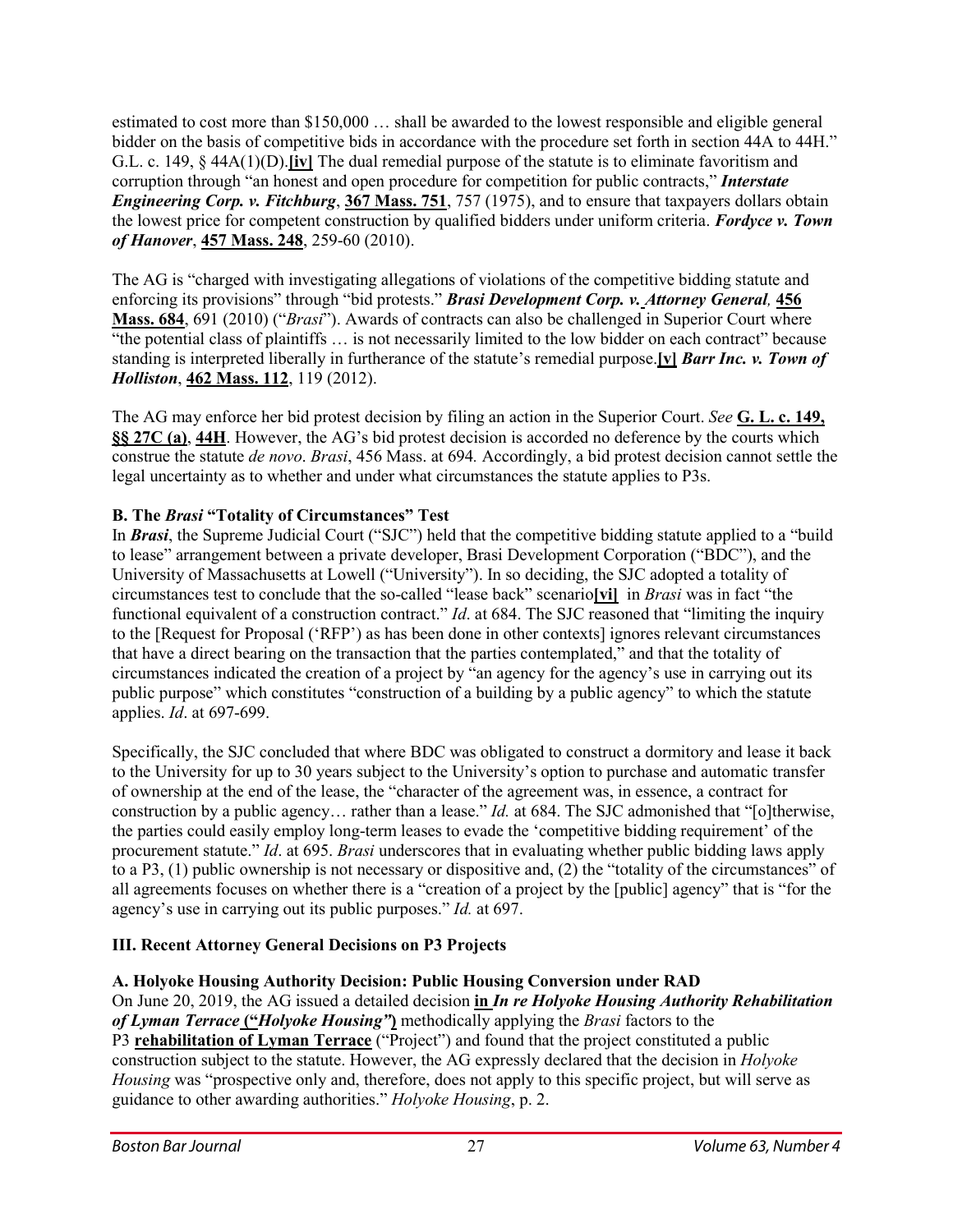estimated to cost more than $150,000 … shall be awarded to the lowest responsible and eligible general bidder on the basis of competitive bids in accordance with the procedure set forth in section 44A to 44H." G.L. c. 149, § 44A(1)(D).**[iv]** The dual remedial purpose of the statute is to eliminate favoritism and corruption through "an honest and open procedure for competition for public contracts," ***Interstate Engineering Corp. v. Fitchburg***, **367 Mass. 751**, 757 (1975), and to ensure that taxpayers dollars obtain the lowest price for competent construction by qualified bidders under uniform criteria. ***Fordyce v. Town of Hanover***, **457 Mass. 248**, 259-60 (2010).

The AG is "charged with investigating allegations of violations of the competitive bidding statute and enforcing its provisions" through "bid protests." ***Brasi Development Corp. v. Attorney General,*** **456 Mass. 684**, 691 (2010) ("*Brasi*"). Awards of contracts can also be challenged in Superior Court where "the potential class of plaintiffs … is not necessarily limited to the low bidder on each contract" because standing is interpreted liberally in furtherance of the statute's remedial purpose.**[v]** ***Barr Inc. v. Town of Holliston***, **462 Mass. 112**, 119 (2012).

The AG may enforce her bid protest decision by filing an action in the Superior Court. *See* **G. L. c. 149, §§ 27C (a)**, **44H**. However, the AG's bid protest decision is accorded no deference by the courts which construe the statute *de novo*. *Brasi*, 456 Mass. at 694*.* Accordingly, a bid protest decision cannot settle the legal uncertainty as to whether and under what circumstances the statute applies to P3s.

### B. The *Brasi* "Totality of Circumstances" Test

In ***Brasi***, the Supreme Judicial Court ("SJC") held that the competitive bidding statute applied to a "build to lease" arrangement between a private developer, Brasi Development Corporation ("BDC"), and the University of Massachusetts at Lowell ("University"). In so deciding, the SJC adopted a totality of circumstances test to conclude that the so-called "lease back" scenario**[vi]** in *Brasi* was in fact "the functional equivalent of a construction contract." *Id*. at 684. The SJC reasoned that "limiting the inquiry to the [Request for Proposal ('RFP') as has been done in other contexts] ignores relevant circumstances that have a direct bearing on the transaction that the parties contemplated," and that the totality of circumstances indicated the creation of a project by "an agency for the agency's use in carrying out its public purpose" which constitutes "construction of a building by a public agency" to which the statute applies. *Id*. at 697-699.

Specifically, the SJC concluded that where BDC was obligated to construct a dormitory and lease it back to the University for up to 30 years subject to the University's option to purchase and automatic transfer of ownership at the end of the lease, the "character of the agreement was, in essence, a contract for construction by a public agency… rather than a lease." *Id.* at 684. The SJC admonished that "[o]therwise, the parties could easily employ long-term leases to evade the 'competitive bidding requirement' of the procurement statute." *Id*. at 695. *Brasi* underscores that in evaluating whether public bidding laws apply to a P3, (1) public ownership is not necessary or dispositive and, (2) the "totality of the circumstances" of all agreements focuses on whether there is a "creation of a project by the [public] agency" that is "for the agency's use in carrying out its public purposes." *Id.* at 697.

## III. Recent Attorney General Decisions on P3 Projects

### A. Holyoke Housing Authority Decision: Public Housing Conversion under RAD

On June 20, 2019, the AG issued a detailed decision **in *In re Holyoke Housing Authority Rehabilitation of Lyman Terrace* ("*Holyoke Housing"*)** methodically applying the *Brasi* factors to the P3 **rehabilitation of Lyman Terrace** ("Project") and found that the project constituted a public construction subject to the statute. However, the AG expressly declared that the decision in *Holyoke Housing* was "prospective only and, therefore, does not apply to this specific project, but will serve as guidance to other awarding authorities." *Holyoke Housing*, p. 2.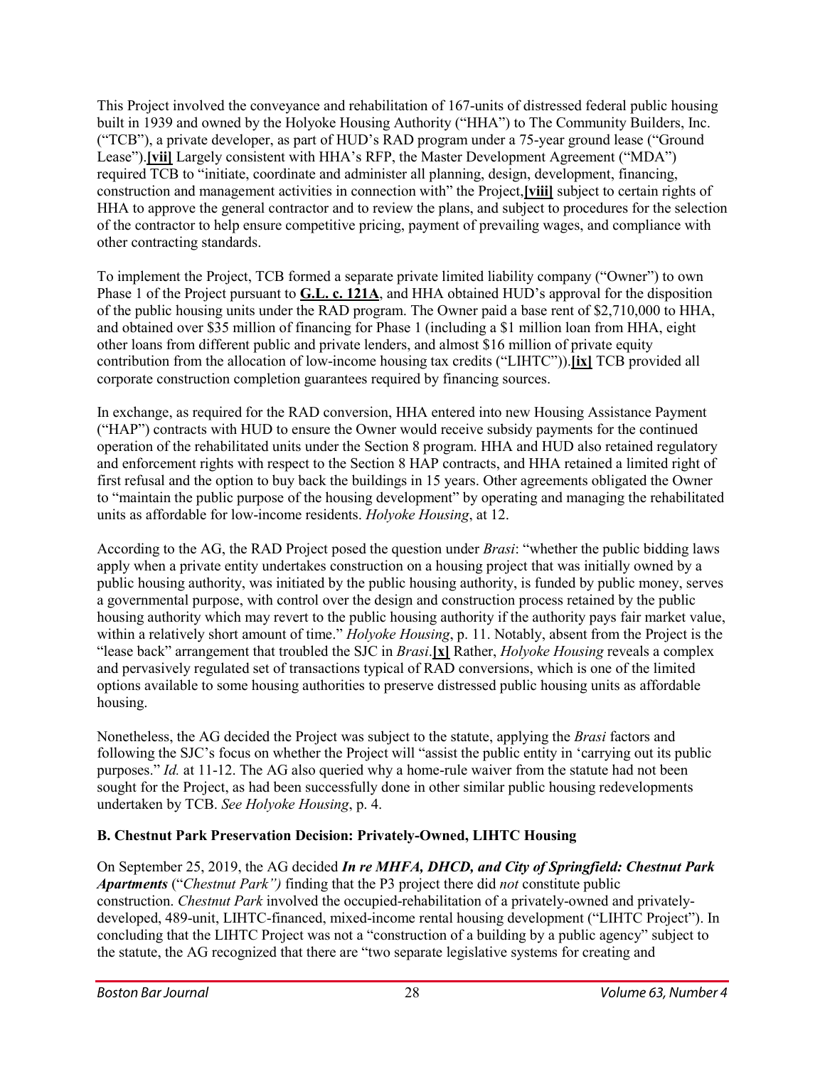This Project involved the conveyance and rehabilitation of 167-units of distressed federal public housing built in 1939 and owned by the Holyoke Housing Authority ("HHA") to The Community Builders, Inc. ("TCB"), a private developer, as part of HUD's RAD program under a 75-year ground lease ("Ground Lease").**[vii]** Largely consistent with HHA's RFP, the Master Development Agreement ("MDA") required TCB to "initiate, coordinate and administer all planning, design, development, financing, construction and management activities in connection with" the Project,**[viii]** subject to certain rights of HHA to approve the general contractor and to review the plans, and subject to procedures for the selection of the contractor to help ensure competitive pricing, payment of prevailing wages, and compliance with other contracting standards.

To implement the Project, TCB formed a separate private limited liability company ("Owner") to own Phase 1 of the Project pursuant to **G.L. c. 121A**, and HHA obtained HUD's approval for the disposition of the public housing units under the RAD program. The Owner paid a base rent of $2,710,000 to HHA, and obtained over $35 million of financing for Phase 1 (including a $1 million loan from HHA, eight other loans from different public and private lenders, and almost $16 million of private equity contribution from the allocation of low-income housing tax credits ("LIHTC")).**[ix]** TCB provided all corporate construction completion guarantees required by financing sources.

In exchange, as required for the RAD conversion, HHA entered into new Housing Assistance Payment ("HAP") contracts with HUD to ensure the Owner would receive subsidy payments for the continued operation of the rehabilitated units under the Section 8 program. HHA and HUD also retained regulatory and enforcement rights with respect to the Section 8 HAP contracts, and HHA retained a limited right of first refusal and the option to buy back the buildings in 15 years. Other agreements obligated the Owner to "maintain the public purpose of the housing development" by operating and managing the rehabilitated units as affordable for low-income residents. *Holyoke Housing*, at 12.

According to the AG, the RAD Project posed the question under *Brasi*: "whether the public bidding laws apply when a private entity undertakes construction on a housing project that was initially owned by a public housing authority, was initiated by the public housing authority, is funded by public money, serves a governmental purpose, with control over the design and construction process retained by the public housing authority which may revert to the public housing authority if the authority pays fair market value, within a relatively short amount of time." *Holyoke Housing*, p. 11. Notably, absent from the Project is the "lease back" arrangement that troubled the SJC in *Brasi*.**[x]** Rather, *Holyoke Housing* reveals a complex and pervasively regulated set of transactions typical of RAD conversions, which is one of the limited options available to some housing authorities to preserve distressed public housing units as affordable housing.

Nonetheless, the AG decided the Project was subject to the statute, applying the *Brasi* factors and following the SJC's focus on whether the Project will "assist the public entity in 'carrying out its public purposes." *Id.* at 11-12. The AG also queried why a home-rule waiver from the statute had not been sought for the Project, as had been successfully done in other similar public housing redevelopments undertaken by TCB. *See Holyoke Housing*, p. 4.

**B. Chestnut Park Preservation Decision: Privately-Owned, LIHTC Housing**

On September 25, 2019, the AG decided ***In re MHFA, DHCD, and City of Springfield: Chestnut Park Apartments*** ("*Chestnut Park")* finding that the P3 project there did *not* constitute public construction. *Chestnut Park* involved the occupied-rehabilitation of a privately-owned and privately-developed, 489-unit, LIHTC-financed, mixed-income rental housing development ("LIHTC Project"). In concluding that the LIHTC Project was not a "construction of a building by a public agency" subject to the statute, the AG recognized that there are "two separate legislative systems for creating and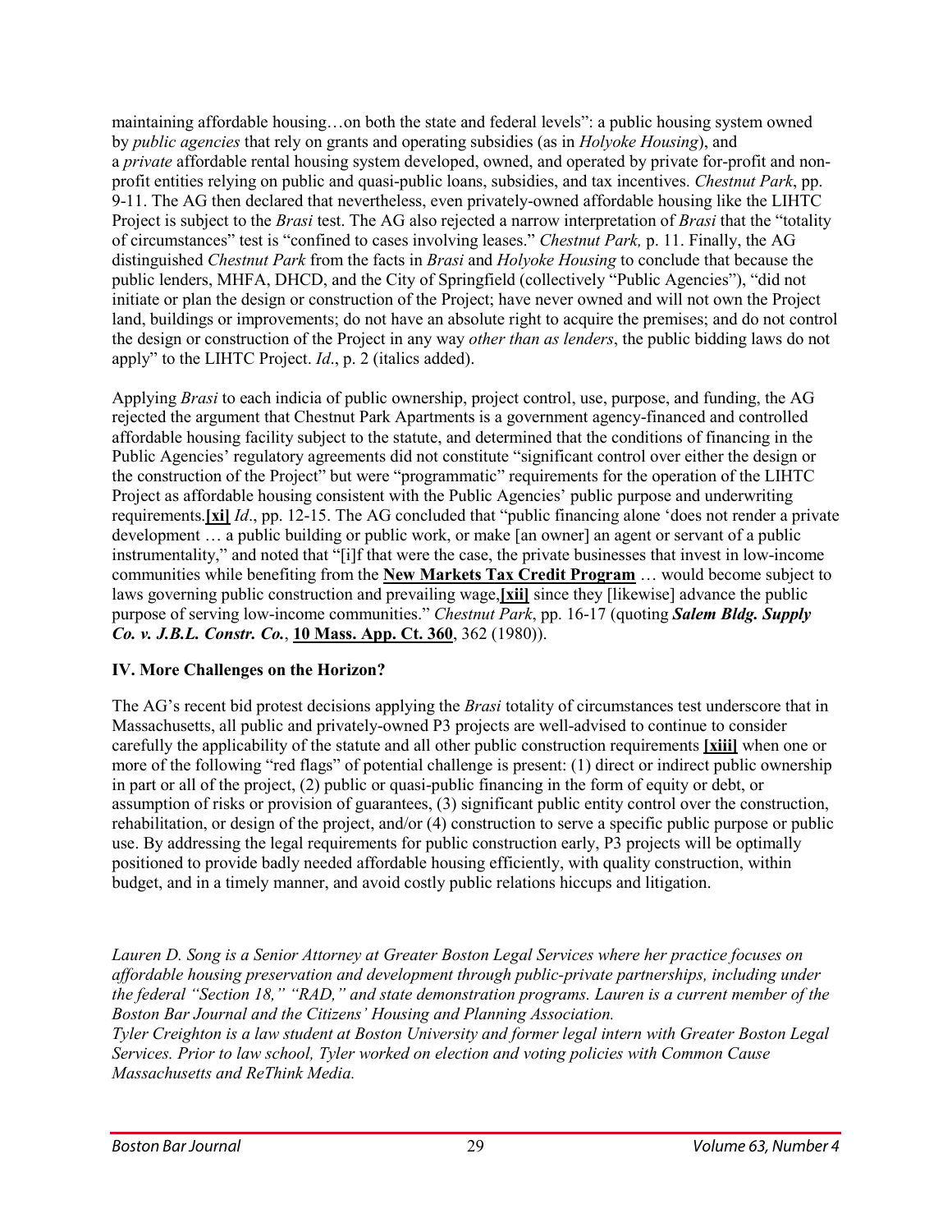maintaining affordable housing…on both the state and federal levels": a public housing system owned by *public agencies* that rely on grants and operating subsidies (as in *Holyoke Housing*), and a *private* affordable rental housing system developed, owned, and operated by private for-profit and non-profit entities relying on public and quasi-public loans, subsidies, and tax incentives. *Chestnut Park*, pp. 9-11. The AG then declared that nevertheless, even privately-owned affordable housing like the LIHTC Project is subject to the *Brasi* test. The AG also rejected a narrow interpretation of *Brasi* that the "totality of circumstances" test is "confined to cases involving leases." *Chestnut Park,* p. 11. Finally, the AG distinguished *Chestnut Park* from the facts in *Brasi* and *Holyoke Housing* to conclude that because the public lenders, MHFA, DHCD, and the City of Springfield (collectively "Public Agencies"), "did not initiate or plan the design or construction of the Project; have never owned and will not own the Project land, buildings or improvements; do not have an absolute right to acquire the premises; and do not control the design or construction of the Project in any way *other than as lenders*, the public bidding laws do not apply" to the LIHTC Project. *Id*., p. 2 (italics added).

Applying *Brasi* to each indicia of public ownership, project control, use, purpose, and funding, the AG rejected the argument that Chestnut Park Apartments is a government agency-financed and controlled affordable housing facility subject to the statute, and determined that the conditions of financing in the Public Agencies' regulatory agreements did not constitute "significant control over either the design or the construction of the Project" but were "programmatic" requirements for the operation of the LIHTC Project as affordable housing consistent with the Public Agencies' public purpose and underwriting requirements.**[xi]** *Id*., pp. 12-15. The AG concluded that "public financing alone 'does not render a private development … a public building or public work, or make [an owner] an agent or servant of a public instrumentality," and noted that "[i]f that were the case, the private businesses that invest in low-income communities while benefiting from the **New Markets Tax Credit Program** … would become subject to laws governing public construction and prevailing wage,**[xii]** since they [likewise] advance the public purpose of serving low-income communities." *Chestnut Park*, pp. 16-17 (quoting ***Salem Bldg. Supply Co. v. J.B.L. Constr. Co.***, **10 Mass. App. Ct. 360**, 362 (1980)).

## IV. More Challenges on the Horizon?

The AG's recent bid protest decisions applying the *Brasi* totality of circumstances test underscore that in Massachusetts, all public and privately-owned P3 projects are well-advised to continue to consider carefully the applicability of the statute and all other public construction requirements **[xiii]** when one or more of the following "red flags" of potential challenge is present: (1) direct or indirect public ownership in part or all of the project, (2) public or quasi-public financing in the form of equity or debt, or assumption of risks or provision of guarantees, (3) significant public entity control over the construction, rehabilitation, or design of the project, and/or (4) construction to serve a specific public purpose or public use. By addressing the legal requirements for public construction early, P3 projects will be optimally positioned to provide badly needed affordable housing efficiently, with quality construction, within budget, and in a timely manner, and avoid costly public relations hiccups and litigation.

*Lauren D. Song is a Senior Attorney at Greater Boston Legal Services where her practice focuses on affordable housing preservation and development through public-private partnerships, including under the federal "Section 18," "RAD," and state demonstration programs. Lauren is a current member of the Boston Bar Journal and the Citizens' Housing and Planning Association.*

*Tyler Creighton is a law student at Boston University and former legal intern with Greater Boston Legal Services. Prior to law school, Tyler worked on election and voting policies with Common Cause Massachusetts and ReThink Media.*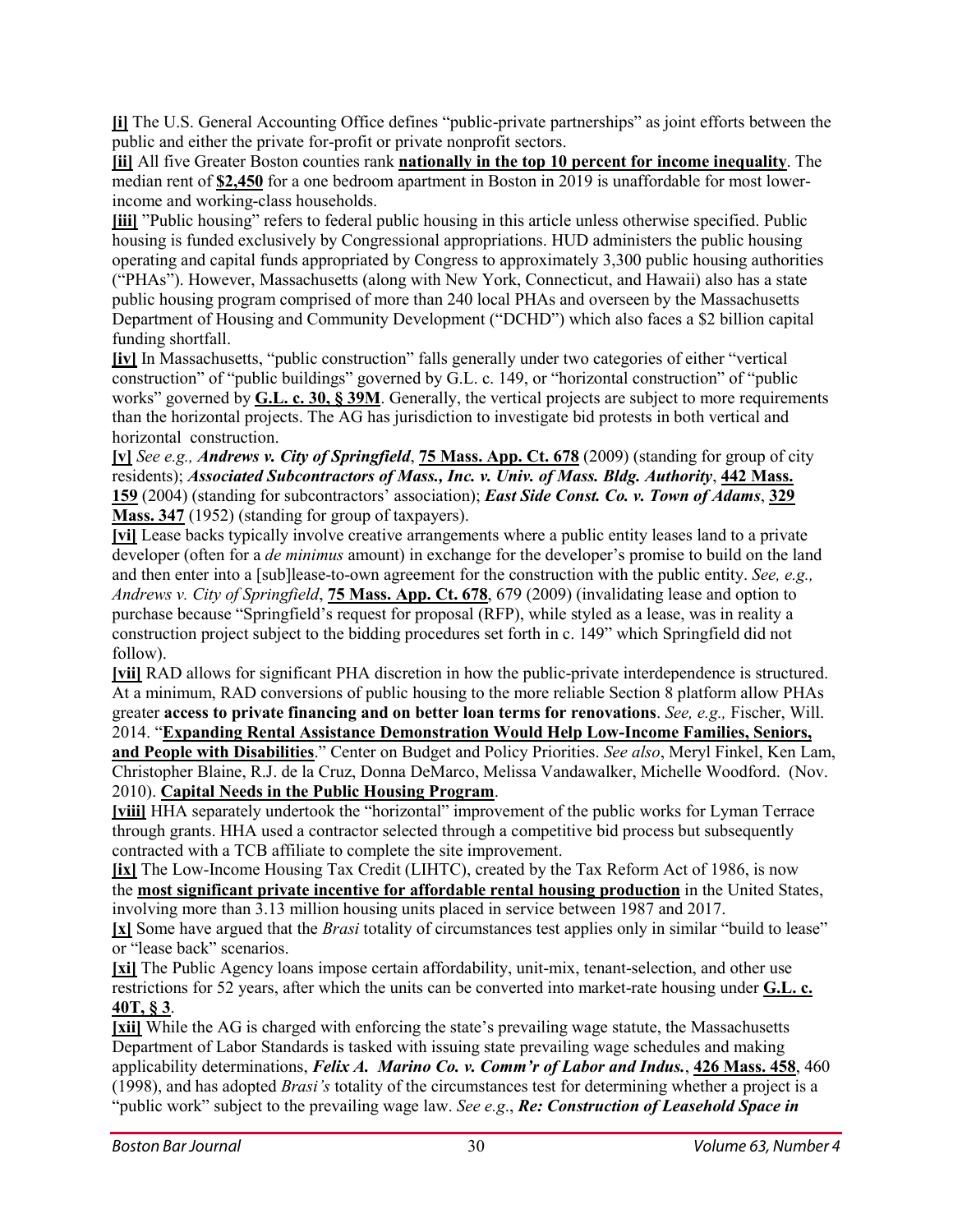**[i]** The U.S. General Accounting Office defines "public-private partnerships" as joint efforts between the public and either the private for-profit or private nonprofit sectors.

**[ii]** All five Greater Boston counties rank **nationally in the top 10 percent for income inequality**. The median rent of **$2,450** for a one bedroom apartment in Boston in 2019 is unaffordable for most lower-income and working-class households.

**[iii]** "Public housing" refers to federal public housing in this article unless otherwise specified. Public housing is funded exclusively by Congressional appropriations. HUD administers the public housing operating and capital funds appropriated by Congress to approximately 3,300 public housing authorities ("PHAs"). However, Massachusetts (along with New York, Connecticut, and Hawaii) also has a state public housing program comprised of more than 240 local PHAs and overseen by the Massachusetts Department of Housing and Community Development ("DCHD") which also faces a $2 billion capital funding shortfall.

**[iv]** In Massachusetts, "public construction" falls generally under two categories of either "vertical construction" of "public buildings" governed by G.L. c. 149, or "horizontal construction" of "public works" governed by **G.L. c. 30, § 39M**. Generally, the vertical projects are subject to more requirements than the horizontal projects. The AG has jurisdiction to investigate bid protests in both vertical and horizontal construction.

**[v]** *See e.g., **Andrews v. City of Springfield***, **75 Mass. App. Ct. 678** (2009) (standing for group of city residents); ***Associated Subcontractors of Mass., Inc. v. Univ. of Mass. Bldg. Authority***, **442 Mass. 159** (2004) (standing for subcontractors' association); ***East Side Const. Co. v. Town of Adams***, **329 Mass. 347** (1952) (standing for group of taxpayers).

**[vi]** Lease backs typically involve creative arrangements where a public entity leases land to a private developer (often for a *de minimus* amount) in exchange for the developer's promise to build on the land and then enter into a [sub]lease-to-own agreement for the construction with the public entity. *See, e.g., Andrews v. City of Springfield*, **75 Mass. App. Ct. 678**, 679 (2009) (invalidating lease and option to purchase because "Springfield's request for proposal (RFP), while styled as a lease, was in reality a construction project subject to the bidding procedures set forth in c. 149" which Springfield did not follow).

**[vii]** RAD allows for significant PHA discretion in how the public-private interdependence is structured. At a minimum, RAD conversions of public housing to the more reliable Section 8 platform allow PHAs greater **access to private financing and on better loan terms for renovations**. *See, e.g.,* Fischer, Will. 2014. "**Expanding Rental Assistance Demonstration Would Help Low-Income Families, Seniors, and People with Disabilities**." Center on Budget and Policy Priorities. *See also*, Meryl Finkel, Ken Lam, Christopher Blaine, R.J. de la Cruz, Donna DeMarco, Melissa Vandawalker, Michelle Woodford. (Nov. 2010). **Capital Needs in the Public Housing Program**.

**[viii]** HHA separately undertook the "horizontal" improvement of the public works for Lyman Terrace through grants. HHA used a contractor selected through a competitive bid process but subsequently contracted with a TCB affiliate to complete the site improvement.

**[ix]** The Low-Income Housing Tax Credit (LIHTC), created by the Tax Reform Act of 1986, is now the **most significant private incentive for affordable rental housing production** in the United States, involving more than 3.13 million housing units placed in service between 1987 and 2017.

**[x]** Some have argued that the *Brasi* totality of circumstances test applies only in similar "build to lease" or "lease back" scenarios.

**[xi]** The Public Agency loans impose certain affordability, unit-mix, tenant-selection, and other use restrictions for 52 years, after which the units can be converted into market-rate housing under **G.L. c. 40T, § 3**.

**[xii]** While the AG is charged with enforcing the state's prevailing wage statute, the Massachusetts Department of Labor Standards is tasked with issuing state prevailing wage schedules and making applicability determinations, ***Felix A. Marino Co. v. Comm'r of Labor and Indus.***, **426 Mass. 458**, 460 (1998), and has adopted *Brasi's* totality of the circumstances test for determining whether a project is a "public work" subject to the prevailing wage law. *See e.g*., ***Re: Construction of Leasehold Space in***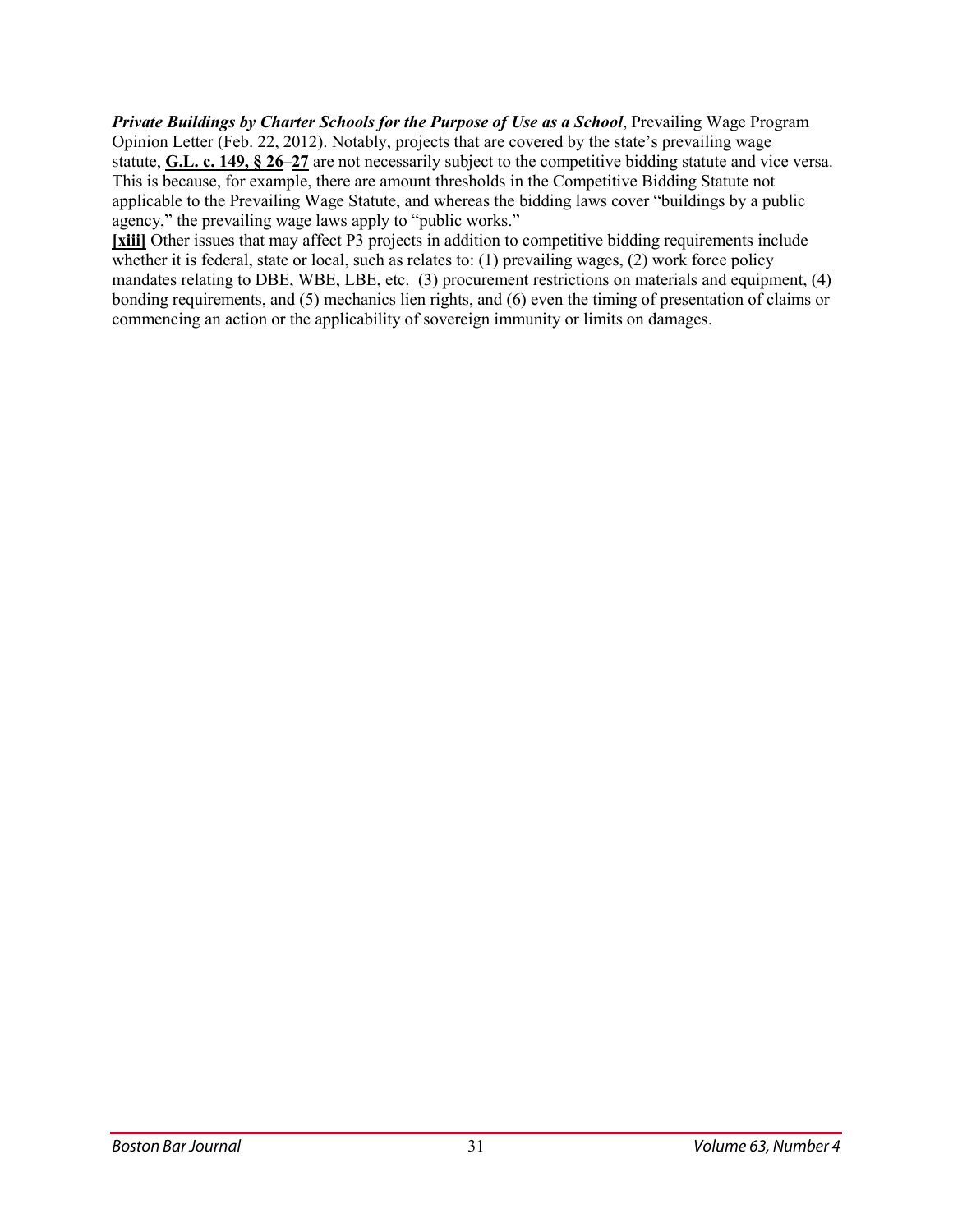***Private Buildings by Charter Schools for the Purpose of Use as a School***, Prevailing Wage Program Opinion Letter (Feb. 22, 2012). Notably, projects that are covered by the state's prevailing wage statute, **G.L. c. 149, § 26**–**27** are not necessarily subject to the competitive bidding statute and vice versa. This is because, for example, there are amount thresholds in the Competitive Bidding Statute not applicable to the Prevailing Wage Statute, and whereas the bidding laws cover "buildings by a public agency," the prevailing wage laws apply to "public works."

**[xiii]** Other issues that may affect P3 projects in addition to competitive bidding requirements include whether it is federal, state or local, such as relates to: (1) prevailing wages, (2) work force policy mandates relating to DBE, WBE, LBE, etc. (3) procurement restrictions on materials and equipment, (4) bonding requirements, and (5) mechanics lien rights, and (6) even the timing of presentation of claims or commencing an action or the applicability of sovereign immunity or limits on damages.